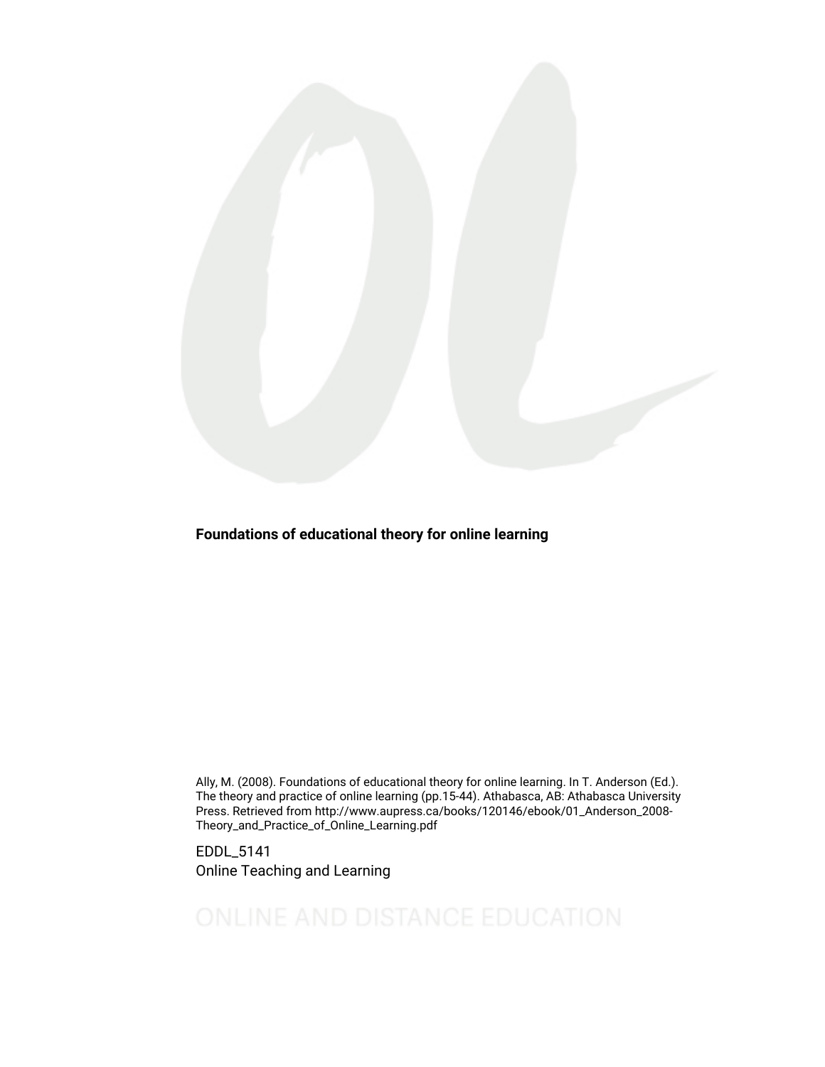# Foundations of educational theory for online learning

Ally, M. (2008). Foundations of educational theory for online learning. In T. Anderson (Ed.). The theory and practice of online learning (pp.15-44). Athabasca, AB: Athabasca University Press. Retrieved from http://www.aupress.ca/books/120146/ebook/01_Anderson_2008-Theory_and_Practice_of_Online_Learning.pdf

EDDL_5141
Online Teaching and Learning

ONLINE AND DISTANCE EDUCATION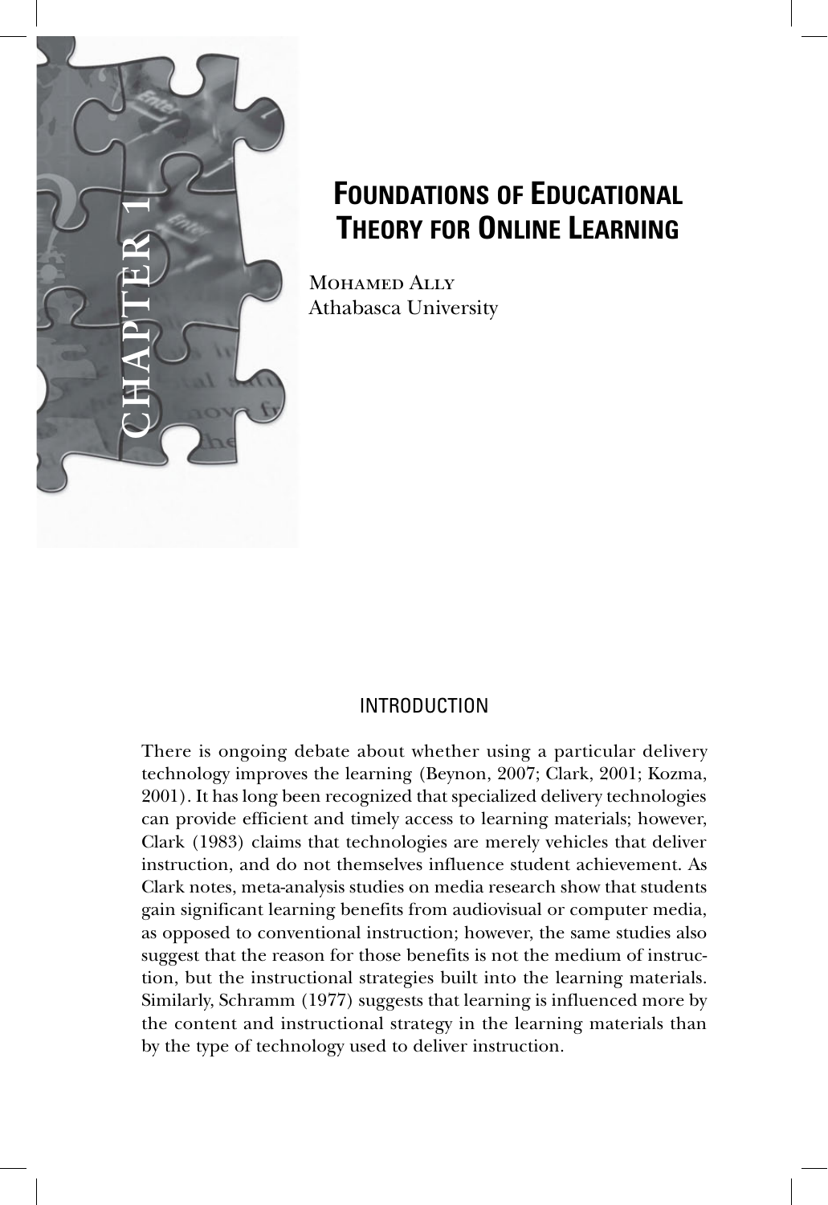CHAPTER 1

# Foundations of Educational Theory for Online Learning

Mohamed Ally
Athabasca University

## INTRODUCTION

There is ongoing debate about whether using a particular delivery technology improves the learning (Beynon, 2007; Clark, 2001; Kozma, 2001). It has long been recognized that specialized delivery technologies can provide efficient and timely access to learning materials; however, Clark (1983) claims that technologies are merely vehicles that deliver instruction, and do not themselves influence student achievement. As Clark notes, meta-analysis studies on media research show that students gain significant learning benefits from audiovisual or computer media, as opposed to conventional instruction; however, the same studies also suggest that the reason for those benefits is not the medium of instruction, but the instructional strategies built into the learning materials. Similarly, Schramm (1977) suggests that learning is influenced more by the content and instructional strategy in the learning materials than by the type of technology used to deliver instruction.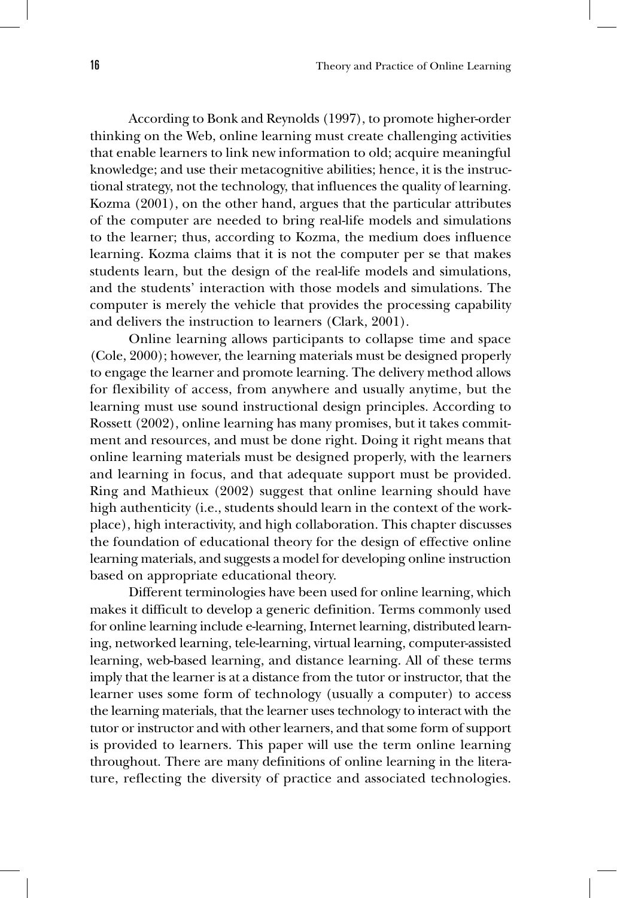According to Bonk and Reynolds (1997), to promote higher-order thinking on the Web, online learning must create challenging activities that enable learners to link new information to old; acquire meaningful knowledge; and use their metacognitive abilities; hence, it is the instructional strategy, not the technology, that influences the quality of learning. Kozma (2001), on the other hand, argues that the particular attributes of the computer are needed to bring real-life models and simulations to the learner; thus, according to Kozma, the medium does influence learning. Kozma claims that it is not the computer per se that makes students learn, but the design of the real-life models and simulations, and the students' interaction with those models and simulations. The computer is merely the vehicle that provides the processing capability and delivers the instruction to learners (Clark, 2001).

Online learning allows participants to collapse time and space (Cole, 2000); however, the learning materials must be designed properly to engage the learner and promote learning. The delivery method allows for flexibility of access, from anywhere and usually anytime, but the learning must use sound instructional design principles. According to Rossett (2002), online learning has many promises, but it takes commitment and resources, and must be done right. Doing it right means that online learning materials must be designed properly, with the learners and learning in focus, and that adequate support must be provided. Ring and Mathieux (2002) suggest that online learning should have high authenticity (i.e., students should learn in the context of the workplace), high interactivity, and high collaboration. This chapter discusses the foundation of educational theory for the design of effective online learning materials, and suggests a model for developing online instruction based on appropriate educational theory.

Different terminologies have been used for online learning, which makes it difficult to develop a generic definition. Terms commonly used for online learning include e-learning, Internet learning, distributed learning, networked learning, tele-learning, virtual learning, computer-assisted learning, web-based learning, and distance learning. All of these terms imply that the learner is at a distance from the tutor or instructor, that the learner uses some form of technology (usually a computer) to access the learning materials, that the learner uses technology to interact with the tutor or instructor and with other learners, and that some form of support is provided to learners. This paper will use the term online learning throughout. There are many definitions of online learning in the literature, reflecting the diversity of practice and associated technologies.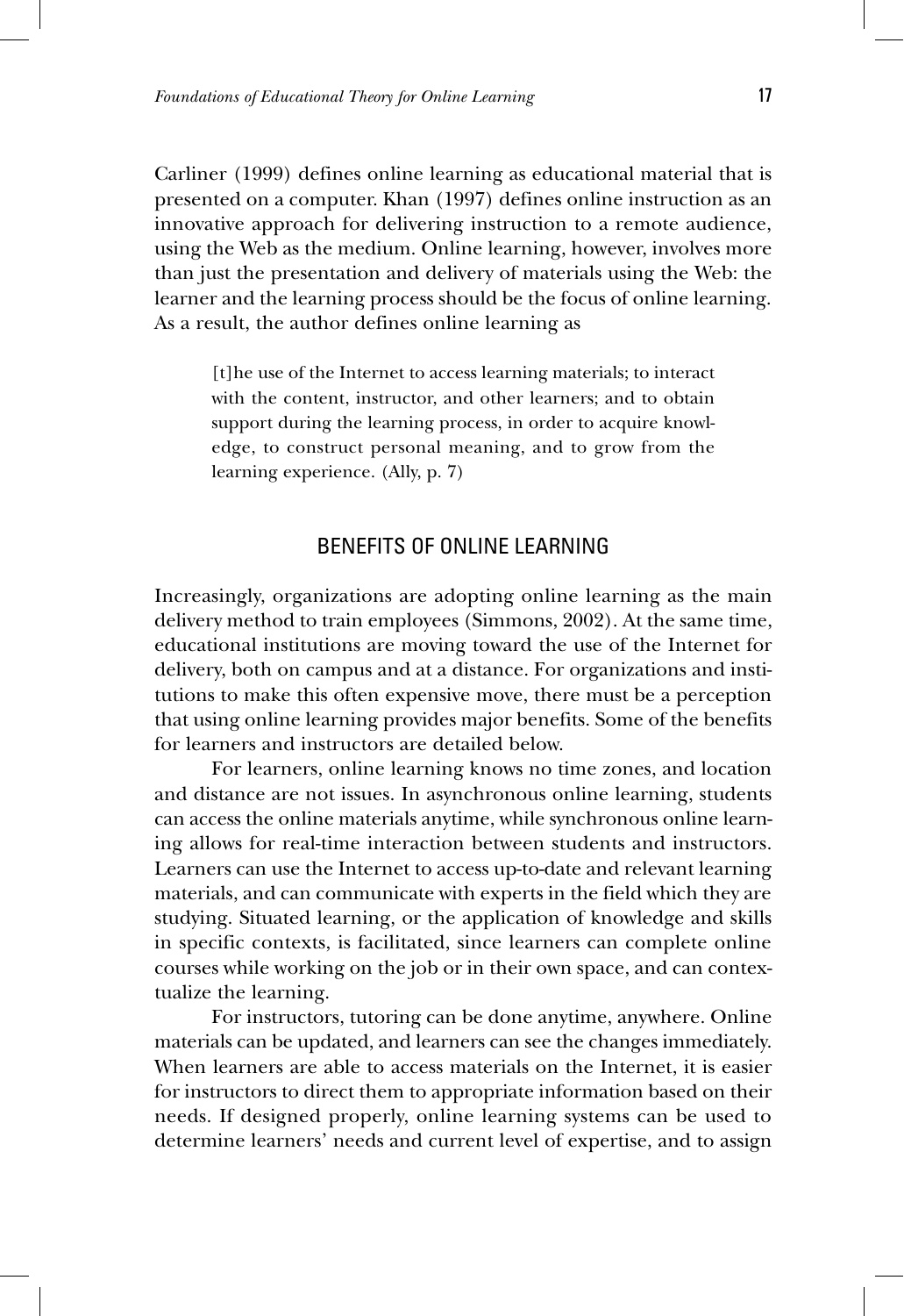Carliner (1999) defines online learning as educational material that is presented on a computer. Khan (1997) defines online instruction as an innovative approach for delivering instruction to a remote audience, using the Web as the medium. Online learning, however, involves more than just the presentation and delivery of materials using the Web: the learner and the learning process should be the focus of online learning. As a result, the author defines online learning as

> [t]he use of the Internet to access learning materials; to interact with the content, instructor, and other learners; and to obtain support during the learning process, in order to acquire knowledge, to construct personal meaning, and to grow from the learning experience. (Ally, p. 7)

## BENEFITS OF ONLINE LEARNING

Increasingly, organizations are adopting online learning as the main delivery method to train employees (Simmons, 2002). At the same time, educational institutions are moving toward the use of the Internet for delivery, both on campus and at a distance. For organizations and institutions to make this often expensive move, there must be a perception that using online learning provides major benefits. Some of the benefits for learners and instructors are detailed below.

For learners, online learning knows no time zones, and location and distance are not issues. In asynchronous online learning, students can access the online materials anytime, while synchronous online learning allows for real-time interaction between students and instructors. Learners can use the Internet to access up-to-date and relevant learning materials, and can communicate with experts in the field which they are studying. Situated learning, or the application of knowledge and skills in specific contexts, is facilitated, since learners can complete online courses while working on the job or in their own space, and can contextualize the learning.

For instructors, tutoring can be done anytime, anywhere. Online materials can be updated, and learners can see the changes immediately. When learners are able to access materials on the Internet, it is easier for instructors to direct them to appropriate information based on their needs. If designed properly, online learning systems can be used to determine learners' needs and current level of expertise, and to assign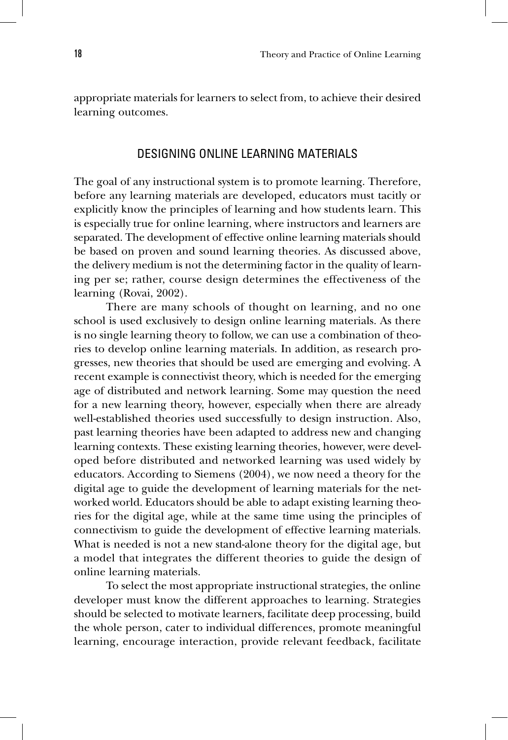appropriate materials for learners to select from, to achieve their desired learning outcomes.

## DESIGNING ONLINE LEARNING MATERIALS

The goal of any instructional system is to promote learning. Therefore, before any learning materials are developed, educators must tacitly or explicitly know the principles of learning and how students learn. This is especially true for online learning, where instructors and learners are separated. The development of effective online learning materials should be based on proven and sound learning theories. As discussed above, the delivery medium is not the determining factor in the quality of learning per se; rather, course design determines the effectiveness of the learning (Rovai, 2002).

There are many schools of thought on learning, and no one school is used exclusively to design online learning materials. As there is no single learning theory to follow, we can use a combination of theories to develop online learning materials. In addition, as research progresses, new theories that should be used are emerging and evolving. A recent example is connectivist theory, which is needed for the emerging age of distributed and network learning. Some may question the need for a new learning theory, however, especially when there are already well-established theories used successfully to design instruction. Also, past learning theories have been adapted to address new and changing learning contexts. These existing learning theories, however, were developed before distributed and networked learning was used widely by educators. According to Siemens (2004), we now need a theory for the digital age to guide the development of learning materials for the networked world. Educators should be able to adapt existing learning theories for the digital age, while at the same time using the principles of connectivism to guide the development of effective learning materials. What is needed is not a new stand-alone theory for the digital age, but a model that integrates the different theories to guide the design of online learning materials.

To select the most appropriate instructional strategies, the online developer must know the different approaches to learning. Strategies should be selected to motivate learners, facilitate deep processing, build the whole person, cater to individual differences, promote meaningful learning, encourage interaction, provide relevant feedback, facilitate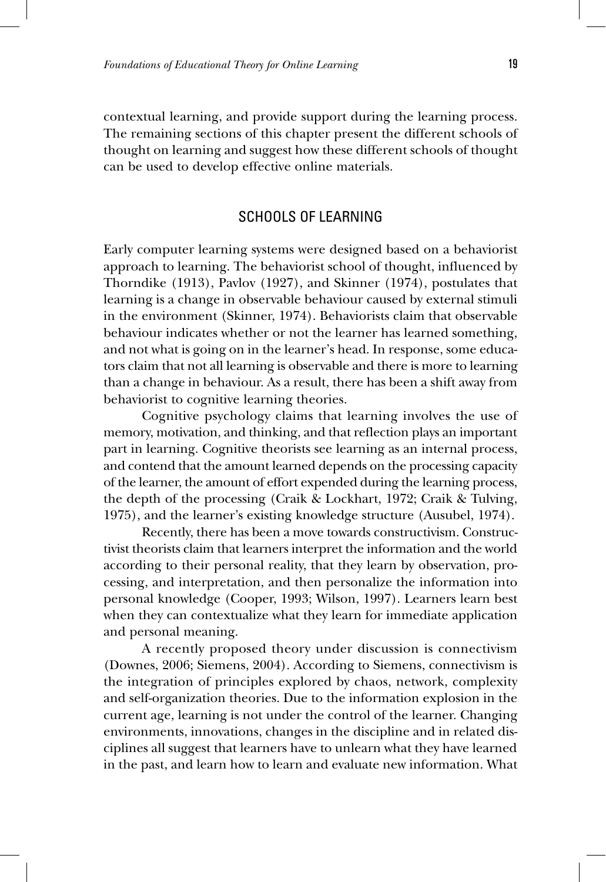contextual learning, and provide support during the learning process. The remaining sections of this chapter present the different schools of thought on learning and suggest how these different schools of thought can be used to develop effective online materials.

## SCHOOLS OF LEARNING

Early computer learning systems were designed based on a behaviorist approach to learning. The behaviorist school of thought, influenced by Thorndike (1913), Pavlov (1927), and Skinner (1974), postulates that learning is a change in observable behaviour caused by external stimuli in the environment (Skinner, 1974). Behaviorists claim that observable behaviour indicates whether or not the learner has learned something, and not what is going on in the learner's head. In response, some educators claim that not all learning is observable and there is more to learning than a change in behaviour. As a result, there has been a shift away from behaviorist to cognitive learning theories.

Cognitive psychology claims that learning involves the use of memory, motivation, and thinking, and that reflection plays an important part in learning. Cognitive theorists see learning as an internal process, and contend that the amount learned depends on the processing capacity of the learner, the amount of effort expended during the learning process, the depth of the processing (Craik & Lockhart, 1972; Craik & Tulving, 1975), and the learner's existing knowledge structure (Ausubel, 1974).

Recently, there has been a move towards constructivism. Constructivist theorists claim that learners interpret the information and the world according to their personal reality, that they learn by observation, processing, and interpretation, and then personalize the information into personal knowledge (Cooper, 1993; Wilson, 1997). Learners learn best when they can contextualize what they learn for immediate application and personal meaning.

A recently proposed theory under discussion is connectivism (Downes, 2006; Siemens, 2004). According to Siemens, connectivism is the integration of principles explored by chaos, network, complexity and self-organization theories. Due to the information explosion in the current age, learning is not under the control of the learner. Changing environments, innovations, changes in the discipline and in related disciplines all suggest that learners have to unlearn what they have learned in the past, and learn how to learn and evaluate new information. What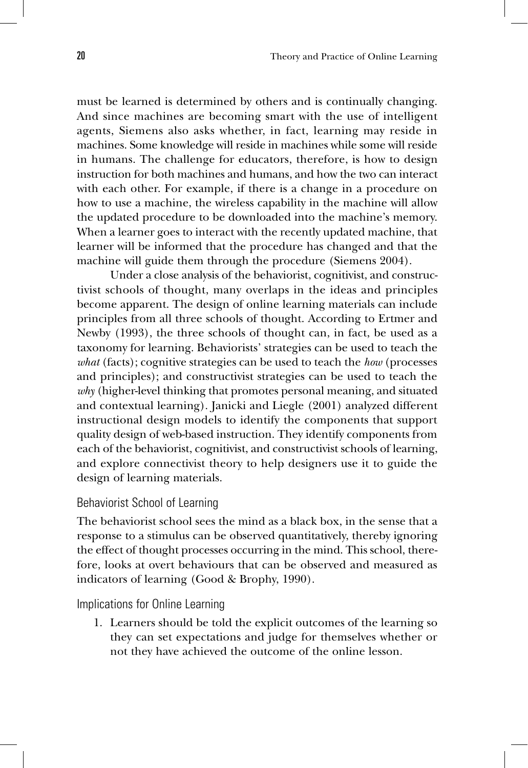must be learned is determined by others and is continually changing. And since machines are becoming smart with the use of intelligent agents, Siemens also asks whether, in fact, learning may reside in machines. Some knowledge will reside in machines while some will reside in humans. The challenge for educators, therefore, is how to design instruction for both machines and humans, and how the two can interact with each other. For example, if there is a change in a procedure on how to use a machine, the wireless capability in the machine will allow the updated procedure to be downloaded into the machine's memory. When a learner goes to interact with the recently updated machine, that learner will be informed that the procedure has changed and that the machine will guide them through the procedure (Siemens 2004).

Under a close analysis of the behaviorist, cognitivist, and constructivist schools of thought, many overlaps in the ideas and principles become apparent. The design of online learning materials can include principles from all three schools of thought. According to Ertmer and Newby (1993), the three schools of thought can, in fact, be used as a taxonomy for learning. Behaviorists' strategies can be used to teach the *what* (facts); cognitive strategies can be used to teach the *how* (processes and principles); and constructivist strategies can be used to teach the *why* (higher-level thinking that promotes personal meaning, and situated and contextual learning). Janicki and Liegle (2001) analyzed different instructional design models to identify the components that support quality design of web-based instruction. They identify components from each of the behaviorist, cognitivist, and constructivist schools of learning, and explore connectivist theory to help designers use it to guide the design of learning materials.

## Behaviorist School of Learning

The behaviorist school sees the mind as a black box, in the sense that a response to a stimulus can be observed quantitatively, thereby ignoring the effect of thought processes occurring in the mind. This school, therefore, looks at overt behaviours that can be observed and measured as indicators of learning (Good & Brophy, 1990).

### Implications for Online Learning

1. Learners should be told the explicit outcomes of the learning so they can set expectations and judge for themselves whether or not they have achieved the outcome of the online lesson.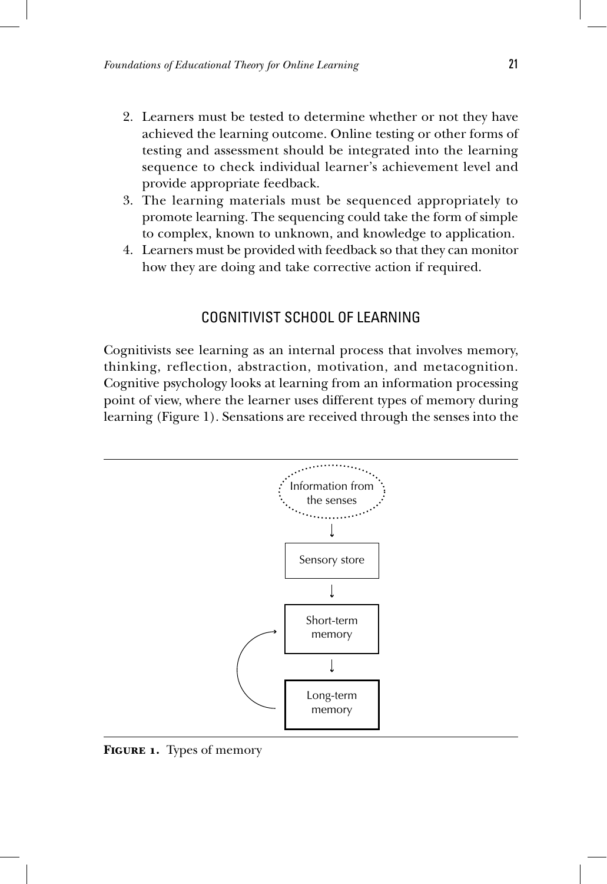2. Learners must be tested to determine whether or not they have achieved the learning outcome. Online testing or other forms of testing and assessment should be integrated into the learning sequence to check individual learner's achievement level and provide appropriate feedback.
3. The learning materials must be sequenced appropriately to promote learning. The sequencing could take the form of simple to complex, known to unknown, and knowledge to application.
4. Learners must be provided with feedback so that they can monitor how they are doing and take corrective action if required.

## COGNITIVIST SCHOOL OF LEARNING

Cognitivists see learning as an internal process that involves memory, thinking, reflection, abstraction, motivation, and metacognition. Cognitive psychology looks at learning from an information processing point of view, where the learner uses different types of memory during learning (Figure 1). Sensations are received through the senses into the

Information from the senses → Sensory store → Short-term memory → Long-term memory

**Figure 1.** Types of memory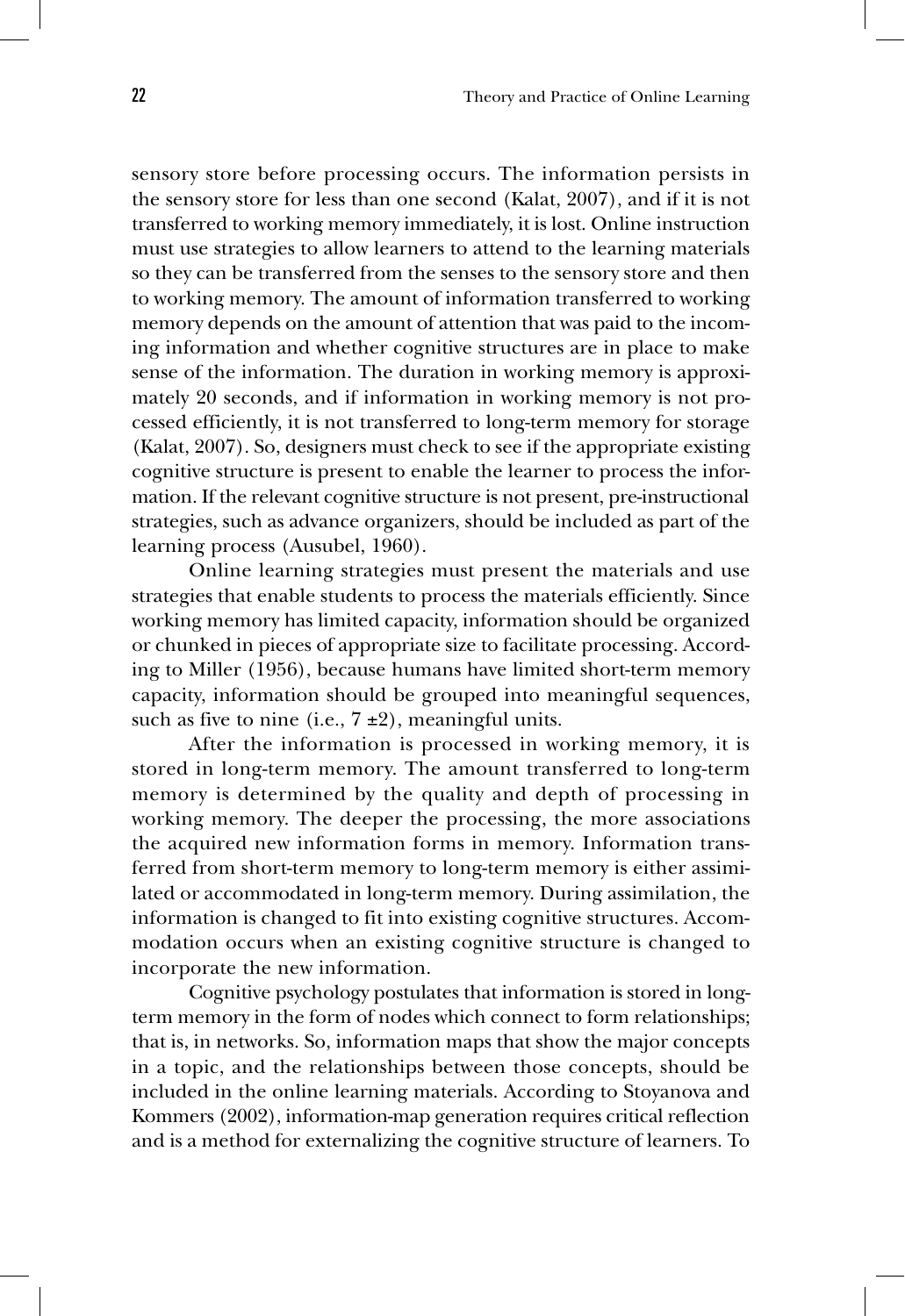sensory store before processing occurs. The information persists in the sensory store for less than one second (Kalat, 2007), and if it is not transferred to working memory immediately, it is lost. Online instruction must use strategies to allow learners to attend to the learning materials so they can be transferred from the senses to the sensory store and then to working memory. The amount of information transferred to working memory depends on the amount of attention that was paid to the incoming information and whether cognitive structures are in place to make sense of the information. The duration in working memory is approximately 20 seconds, and if information in working memory is not processed efficiently, it is not transferred to long-term memory for storage (Kalat, 2007). So, designers must check to see if the appropriate existing cognitive structure is present to enable the learner to process the information. If the relevant cognitive structure is not present, pre-instructional strategies, such as advance organizers, should be included as part of the learning process (Ausubel, 1960).

Online learning strategies must present the materials and use strategies that enable students to process the materials efficiently. Since working memory has limited capacity, information should be organized or chunked in pieces of appropriate size to facilitate processing. According to Miller (1956), because humans have limited short-term memory capacity, information should be grouped into meaningful sequences, such as five to nine (i.e., $7 \pm 2$), meaningful units.

After the information is processed in working memory, it is stored in long-term memory. The amount transferred to long-term memory is determined by the quality and depth of processing in working memory. The deeper the processing, the more associations the acquired new information forms in memory. Information transferred from short-term memory to long-term memory is either assimilated or accommodated in long-term memory. During assimilation, the information is changed to fit into existing cognitive structures. Accommodation occurs when an existing cognitive structure is changed to incorporate the new information.

Cognitive psychology postulates that information is stored in long-term memory in the form of nodes which connect to form relationships; that is, in networks. So, information maps that show the major concepts in a topic, and the relationships between those concepts, should be included in the online learning materials. According to Stoyanova and Kommers (2002), information-map generation requires critical reflection and is a method for externalizing the cognitive structure of learners. To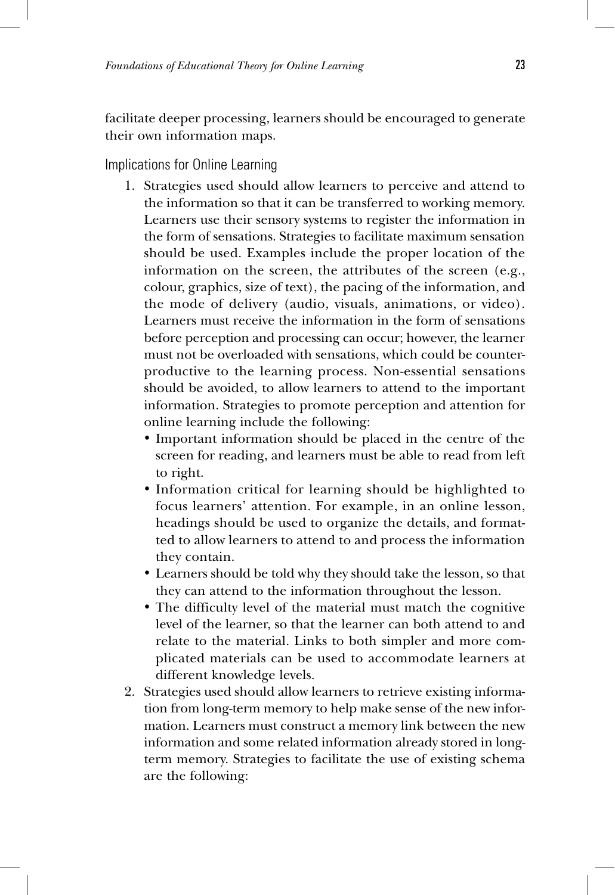facilitate deeper processing, learners should be encouraged to generate their own information maps.

### Implications for Online Learning

1. Strategies used should allow learners to perceive and attend to the information so that it can be transferred to working memory. Learners use their sensory systems to register the information in the form of sensations. Strategies to facilitate maximum sensation should be used. Examples include the proper location of the information on the screen, the attributes of the screen (e.g., colour, graphics, size of text), the pacing of the information, and the mode of delivery (audio, visuals, animations, or video). Learners must receive the information in the form of sensations before perception and processing can occur; however, the learner must not be overloaded with sensations, which could be counter-productive to the learning process. Non-essential sensations should be avoided, to allow learners to attend to the important information. Strategies to promote perception and attention for online learning include the following:
   - Important information should be placed in the centre of the screen for reading, and learners must be able to read from left to right.
   - Information critical for learning should be highlighted to focus learners' attention. For example, in an online lesson, headings should be used to organize the details, and formatted to allow learners to attend to and process the information they contain.
   - Learners should be told why they should take the lesson, so that they can attend to the information throughout the lesson.
   - The difficulty level of the material must match the cognitive level of the learner, so that the learner can both attend to and relate to the material. Links to both simpler and more complicated materials can be used to accommodate learners at different knowledge levels.
2. Strategies used should allow learners to retrieve existing information from long-term memory to help make sense of the new information. Learners must construct a memory link between the new information and some related information already stored in long-term memory. Strategies to facilitate the use of existing schema are the following: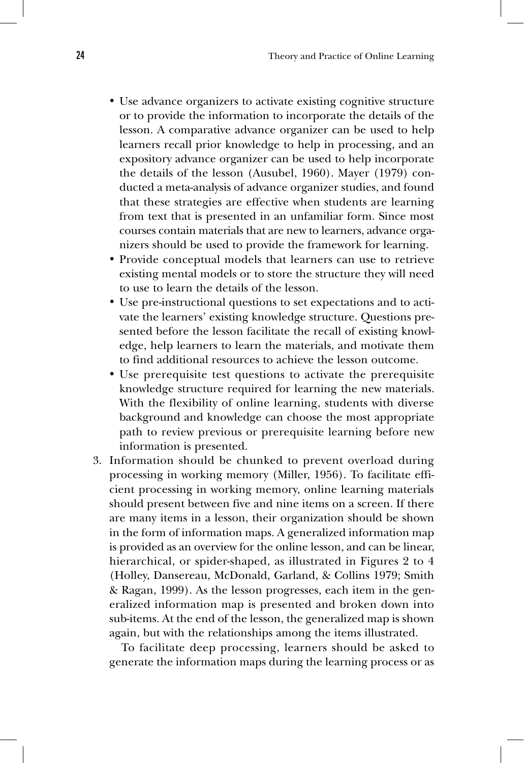- Use advance organizers to activate existing cognitive structure or to provide the information to incorporate the details of the lesson. A comparative advance organizer can be used to help learners recall prior knowledge to help in processing, and an expository advance organizer can be used to help incorporate the details of the lesson (Ausubel, 1960). Mayer (1979) conducted a meta-analysis of advance organizer studies, and found that these strategies are effective when students are learning from text that is presented in an unfamiliar form. Since most courses contain materials that are new to learners, advance organizers should be used to provide the framework for learning.
- Provide conceptual models that learners can use to retrieve existing mental models or to store the structure they will need to use to learn the details of the lesson.
- Use pre-instructional questions to set expectations and to activate the learners' existing knowledge structure. Questions presented before the lesson facilitate the recall of existing knowledge, help learners to learn the materials, and motivate them to find additional resources to achieve the lesson outcome.
- Use prerequisite test questions to activate the prerequisite knowledge structure required for learning the new materials. With the flexibility of online learning, students with diverse background and knowledge can choose the most appropriate path to review previous or prerequisite learning before new information is presented.

3. Information should be chunked to prevent overload during processing in working memory (Miller, 1956). To facilitate efficient processing in working memory, online learning materials should present between five and nine items on a screen. If there are many items in a lesson, their organization should be shown in the form of information maps. A generalized information map is provided as an overview for the online lesson, and can be linear, hierarchical, or spider-shaped, as illustrated in Figures 2 to 4 (Holley, Dansereau, McDonald, Garland, & Collins 1979; Smith & Ragan, 1999). As the lesson progresses, each item in the generalized information map is presented and broken down into sub-items. At the end of the lesson, the generalized map is shown again, but with the relationships among the items illustrated.

   To facilitate deep processing, learners should be asked to generate the information maps during the learning process or as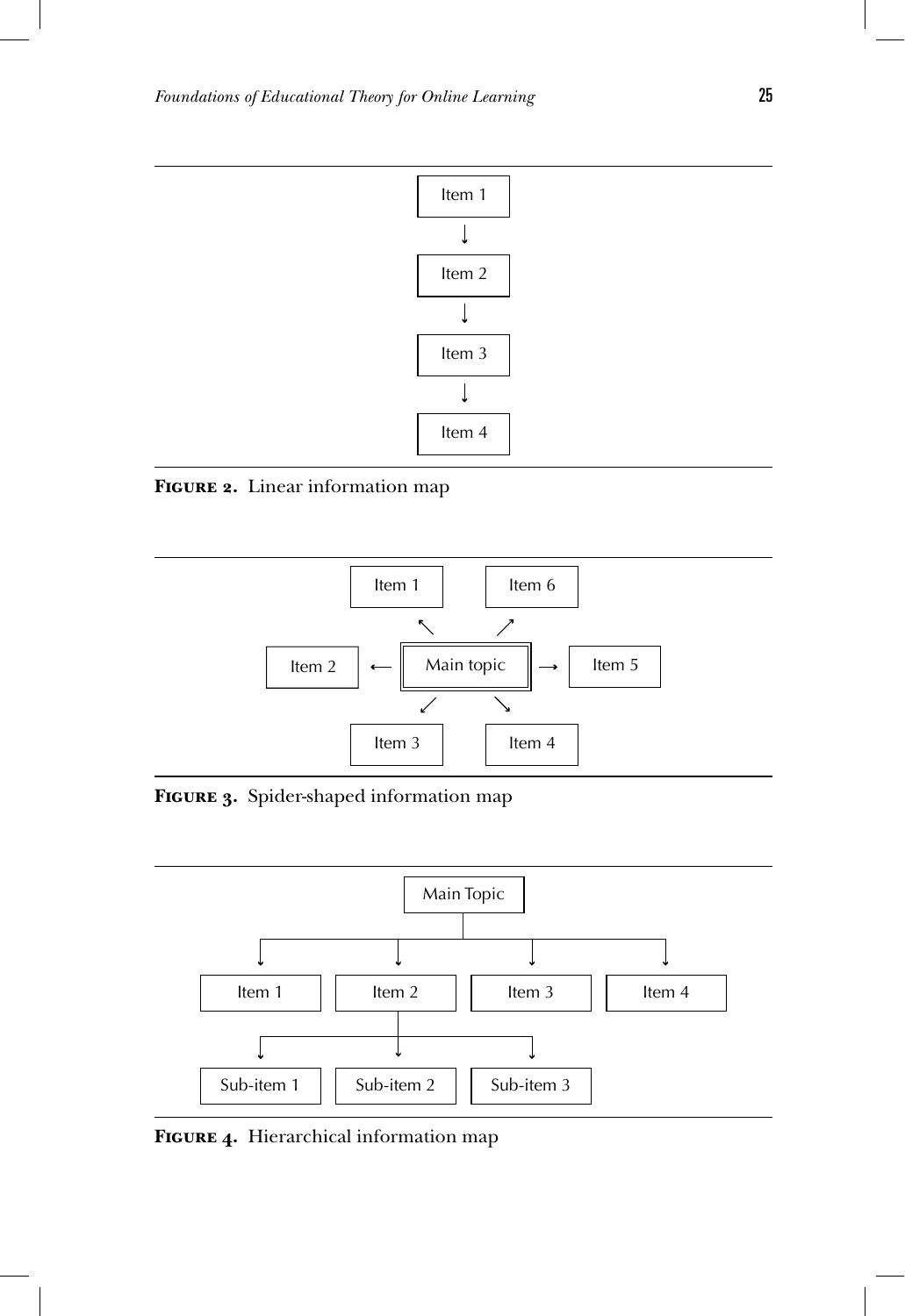Item 1

↓

Item 2

↓

Item 3

↓

Item 4

**FIGURE 2.** Linear information map

Item 1 Item 6

Item 2 ← Main topic → Item 5

Item 3 Item 4

**FIGURE 3.** Spider-shaped information map

Main Topic

Item 1 Item 2 Item 3 Item 4

Sub-item 1 Sub-item 2 Sub-item 3

**FIGURE 4.** Hierarchical information map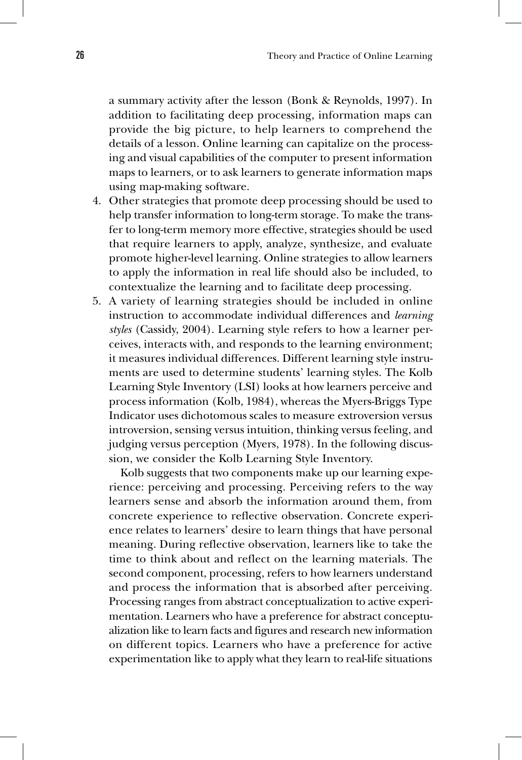a summary activity after the lesson (Bonk & Reynolds, 1997). In addition to facilitating deep processing, information maps can provide the big picture, to help learners to comprehend the details of a lesson. Online learning can capitalize on the processing and visual capabilities of the computer to present information maps to learners, or to ask learners to generate information maps using map-making software.

4. Other strategies that promote deep processing should be used to help transfer information to long-term storage. To make the transfer to long-term memory more effective, strategies should be used that require learners to apply, analyze, synthesize, and evaluate promote higher-level learning. Online strategies to allow learners to apply the information in real life should also be included, to contextualize the learning and to facilitate deep processing.
5. A variety of learning strategies should be included in online instruction to accommodate individual differences and *learning styles* (Cassidy, 2004). Learning style refers to how a learner perceives, interacts with, and responds to the learning environment; it measures individual differences. Different learning style instruments are used to determine students' learning styles. The Kolb Learning Style Inventory (LSI) looks at how learners perceive and process information (Kolb, 1984), whereas the Myers-Briggs Type Indicator uses dichotomous scales to measure extroversion versus introversion, sensing versus intuition, thinking versus feeling, and judging versus perception (Myers, 1978). In the following discussion, we consider the Kolb Learning Style Inventory.

   Kolb suggests that two components make up our learning experience: perceiving and processing. Perceiving refers to the way learners sense and absorb the information around them, from concrete experience to reflective observation. Concrete experience relates to learners' desire to learn things that have personal meaning. During reflective observation, learners like to take the time to think about and reflect on the learning materials. The second component, processing, refers to how learners understand and process the information that is absorbed after perceiving. Processing ranges from abstract conceptualization to active experimentation. Learners who have a preference for abstract conceptualization like to learn facts and figures and research new information on different topics. Learners who have a preference for active experimentation like to apply what they learn to real-life situations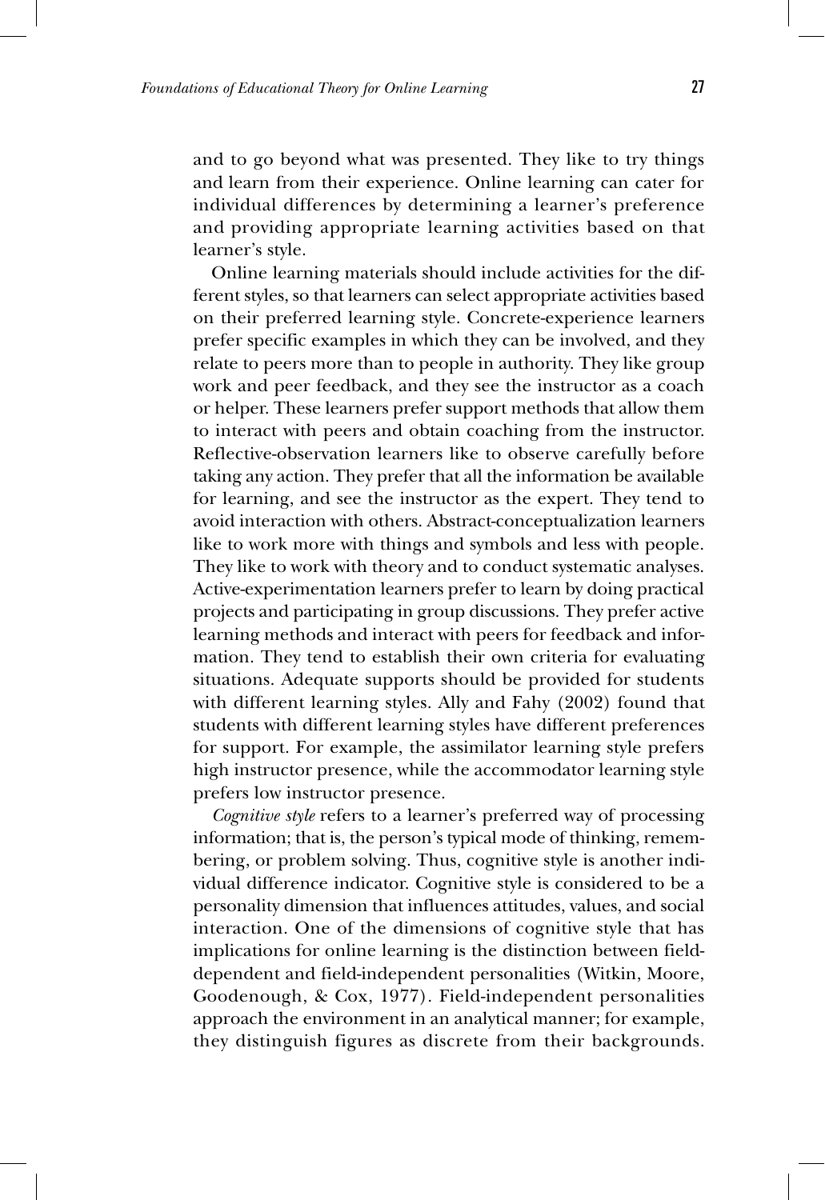and to go beyond what was presented. They like to try things and learn from their experience. Online learning can cater for individual differences by determining a learner's preference and providing appropriate learning activities based on that learner's style.

Online learning materials should include activities for the different styles, so that learners can select appropriate activities based on their preferred learning style. Concrete-experience learners prefer specific examples in which they can be involved, and they relate to peers more than to people in authority. They like group work and peer feedback, and they see the instructor as a coach or helper. These learners prefer support methods that allow them to interact with peers and obtain coaching from the instructor. Reflective-observation learners like to observe carefully before taking any action. They prefer that all the information be available for learning, and see the instructor as the expert. They tend to avoid interaction with others. Abstract-conceptualization learners like to work more with things and symbols and less with people. They like to work with theory and to conduct systematic analyses. Active-experimentation learners prefer to learn by doing practical projects and participating in group discussions. They prefer active learning methods and interact with peers for feedback and information. They tend to establish their own criteria for evaluating situations. Adequate supports should be provided for students with different learning styles. Ally and Fahy (2002) found that students with different learning styles have different preferences for support. For example, the assimilator learning style prefers high instructor presence, while the accommodator learning style prefers low instructor presence.

*Cognitive style* refers to a learner's preferred way of processing information; that is, the person's typical mode of thinking, remembering, or problem solving. Thus, cognitive style is another individual difference indicator. Cognitive style is considered to be a personality dimension that influences attitudes, values, and social interaction. One of the dimensions of cognitive style that has implications for online learning is the distinction between field-dependent and field-independent personalities (Witkin, Moore, Goodenough, & Cox, 1977). Field-independent personalities approach the environment in an analytical manner; for example, they distinguish figures as discrete from their backgrounds.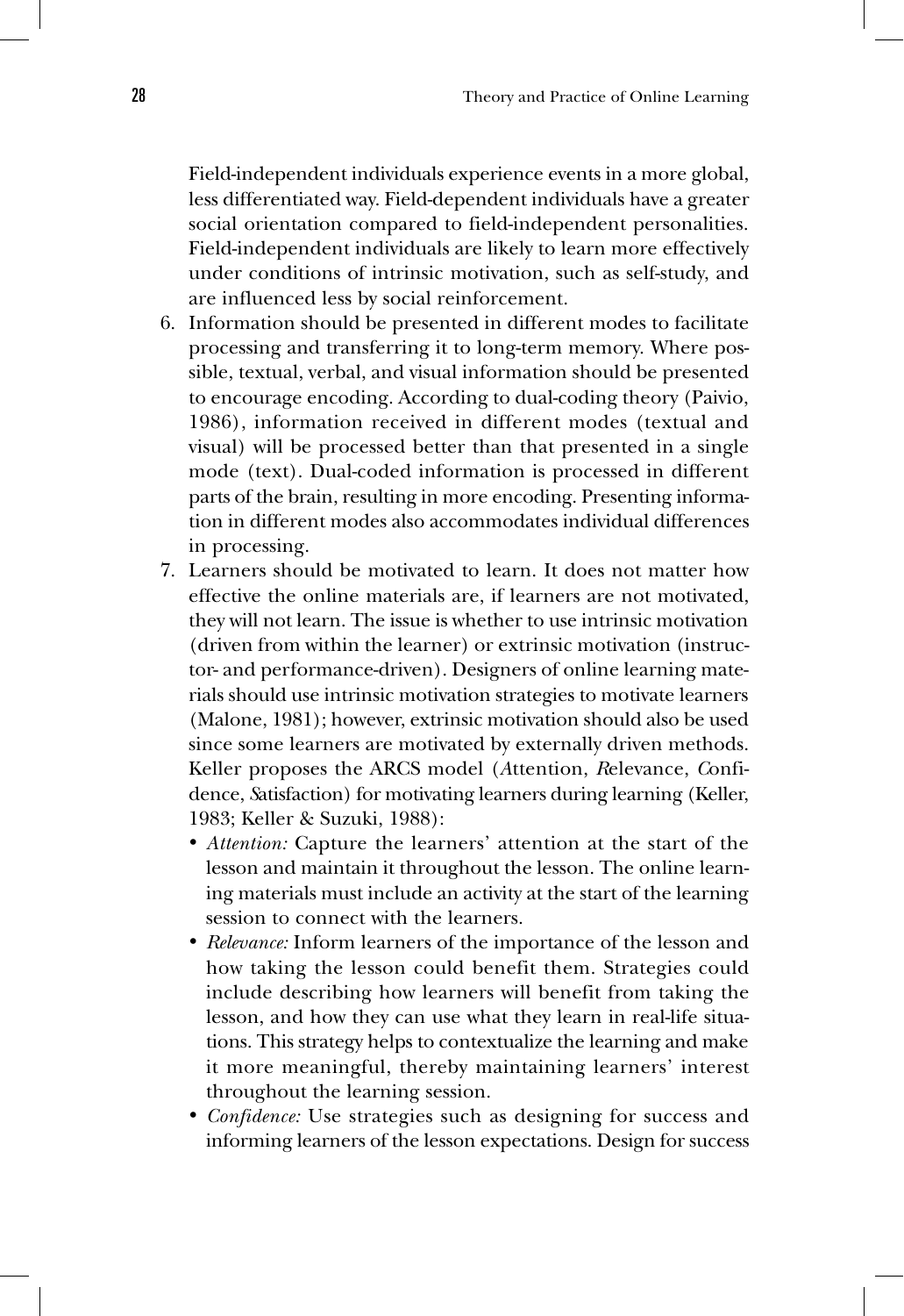Field-independent individuals experience events in a more global, less differentiated way. Field-dependent individuals have a greater social orientation compared to field-independent personalities. Field-independent individuals are likely to learn more effectively under conditions of intrinsic motivation, such as self-study, and are influenced less by social reinforcement.

6. Information should be presented in different modes to facilitate processing and transferring it to long-term memory. Where possible, textual, verbal, and visual information should be presented to encourage encoding. According to dual-coding theory (Paivio, 1986), information received in different modes (textual and visual) will be processed better than that presented in a single mode (text). Dual-coded information is processed in different parts of the brain, resulting in more encoding. Presenting information in different modes also accommodates individual differences in processing.
7. Learners should be motivated to learn. It does not matter how effective the online materials are, if learners are not motivated, they will not learn. The issue is whether to use intrinsic motivation (driven from within the learner) or extrinsic motivation (instructor- and performance-driven). Designers of online learning materials should use intrinsic motivation strategies to motivate learners (Malone, 1981); however, extrinsic motivation should also be used since some learners are motivated by externally driven methods. Keller proposes the ARCS model (*A*ttention, *R*elevance, *C*onfidence, *S*atisfaction) for motivating learners during learning (Keller, 1983; Keller & Suzuki, 1988):
   - *Attention:* Capture the learners' attention at the start of the lesson and maintain it throughout the lesson. The online learning materials must include an activity at the start of the learning session to connect with the learners.
   - *Relevance:* Inform learners of the importance of the lesson and how taking the lesson could benefit them. Strategies could include describing how learners will benefit from taking the lesson, and how they can use what they learn in real-life situations. This strategy helps to contextualize the learning and make it more meaningful, thereby maintaining learners' interest throughout the learning session.
   - *Confidence:* Use strategies such as designing for success and informing learners of the lesson expectations. Design for success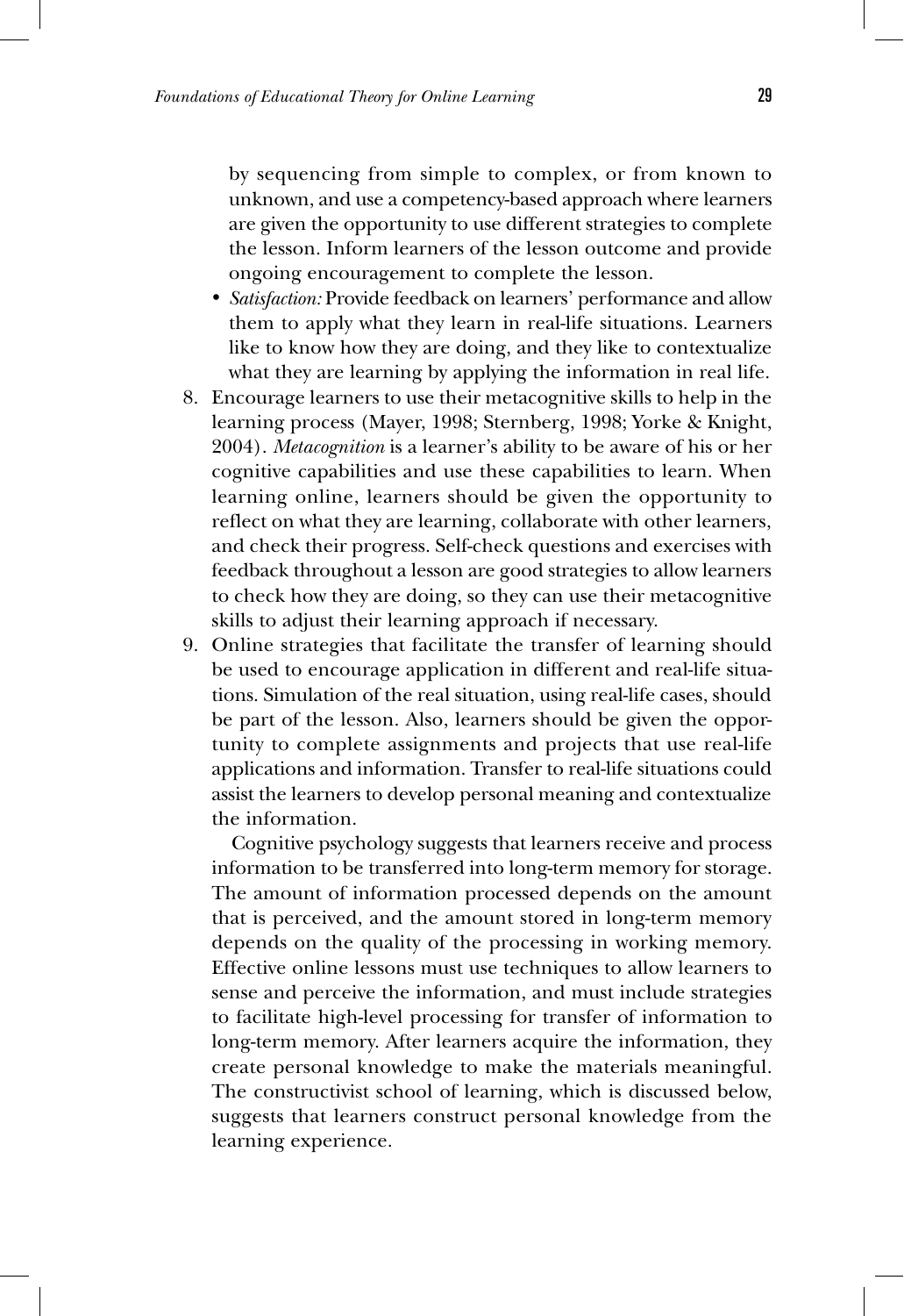by sequencing from simple to complex, or from known to unknown, and use a competency-based approach where learners are given the opportunity to use different strategies to complete the lesson. Inform learners of the lesson outcome and provide ongoing encouragement to complete the lesson.

   - *Satisfaction:* Provide feedback on learners' performance and allow them to apply what they learn in real-life situations. Learners like to know how they are doing, and they like to contextualize what they are learning by applying the information in real life.

8. Encourage learners to use their metacognitive skills to help in the learning process (Mayer, 1998; Sternberg, 1998; Yorke & Knight, 2004). *Metacognition* is a learner's ability to be aware of his or her cognitive capabilities and use these capabilities to learn. When learning online, learners should be given the opportunity to reflect on what they are learning, collaborate with other learners, and check their progress. Self-check questions and exercises with feedback throughout a lesson are good strategies to allow learners to check how they are doing, so they can use their metacognitive skills to adjust their learning approach if necessary.
9. Online strategies that facilitate the transfer of learning should be used to encourage application in different and real-life situations. Simulation of the real situation, using real-life cases, should be part of the lesson. Also, learners should be given the opportunity to complete assignments and projects that use real-life applications and information. Transfer to real-life situations could assist the learners to develop personal meaning and contextualize the information.

   Cognitive psychology suggests that learners receive and process information to be transferred into long-term memory for storage. The amount of information processed depends on the amount that is perceived, and the amount stored in long-term memory depends on the quality of the processing in working memory. Effective online lessons must use techniques to allow learners to sense and perceive the information, and must include strategies to facilitate high-level processing for transfer of information to long-term memory. After learners acquire the information, they create personal knowledge to make the materials meaningful. The constructivist school of learning, which is discussed below, suggests that learners construct personal knowledge from the learning experience.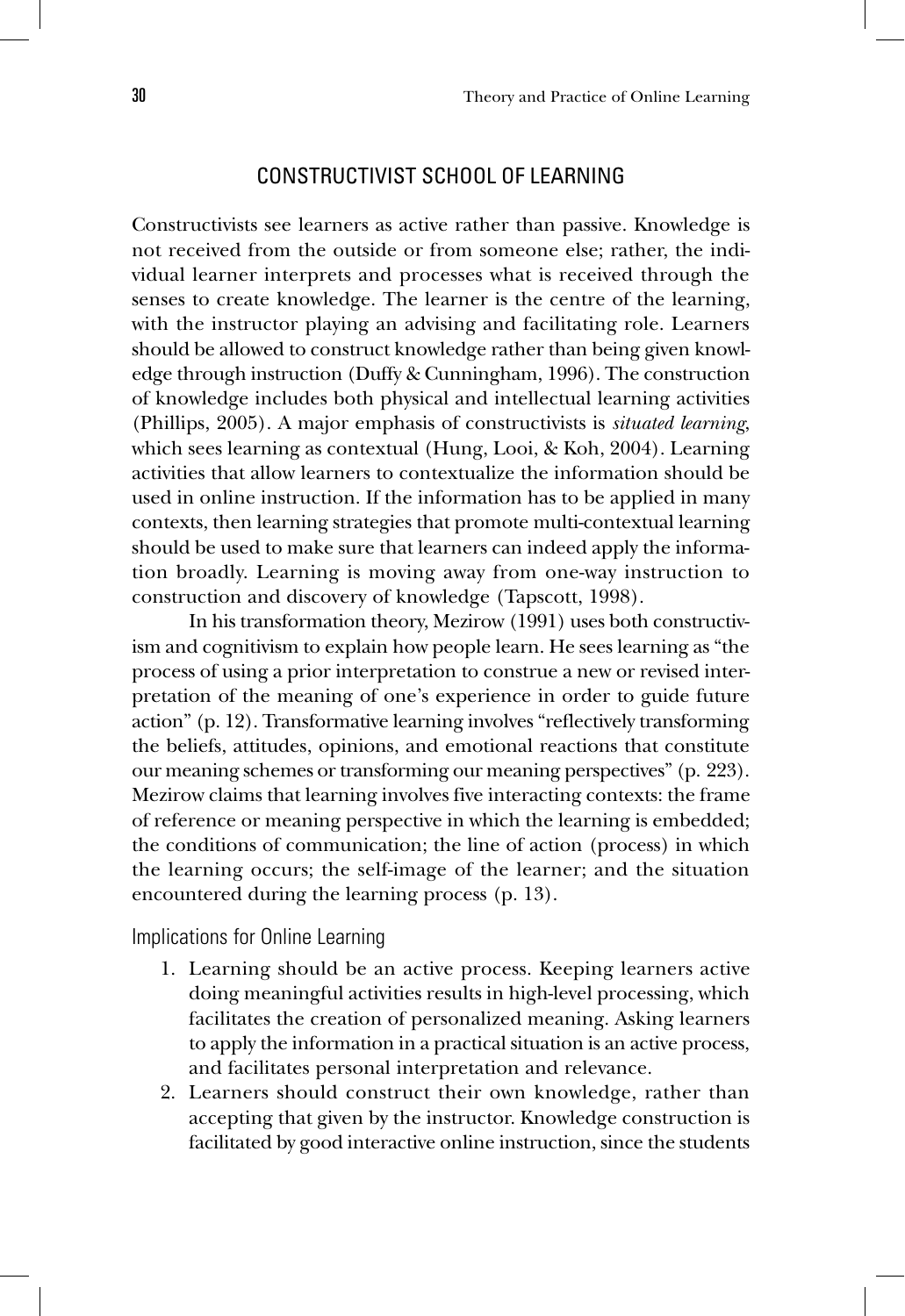## CONSTRUCTIVIST SCHOOL OF LEARNING

Constructivists see learners as active rather than passive. Knowledge is not received from the outside or from someone else; rather, the individual learner interprets and processes what is received through the senses to create knowledge. The learner is the centre of the learning, with the instructor playing an advising and facilitating role. Learners should be allowed to construct knowledge rather than being given knowledge through instruction (Duffy & Cunningham, 1996). The construction of knowledge includes both physical and intellectual learning activities (Phillips, 2005). A major emphasis of constructivists is *situated learning*, which sees learning as contextual (Hung, Looi, & Koh, 2004). Learning activities that allow learners to contextualize the information should be used in online instruction. If the information has to be applied in many contexts, then learning strategies that promote multi-contextual learning should be used to make sure that learners can indeed apply the information broadly. Learning is moving away from one-way instruction to construction and discovery of knowledge (Tapscott, 1998).

In his transformation theory, Mezirow (1991) uses both constructivism and cognitivism to explain how people learn. He sees learning as "the process of using a prior interpretation to construe a new or revised interpretation of the meaning of one's experience in order to guide future action" (p. 12). Transformative learning involves "reflectively transforming the beliefs, attitudes, opinions, and emotional reactions that constitute our meaning schemes or transforming our meaning perspectives" (p. 223). Mezirow claims that learning involves five interacting contexts: the frame of reference or meaning perspective in which the learning is embedded; the conditions of communication; the line of action (process) in which the learning occurs; the self-image of the learner; and the situation encountered during the learning process (p. 13).

### Implications for Online Learning

1. Learning should be an active process. Keeping learners active doing meaningful activities results in high-level processing, which facilitates the creation of personalized meaning. Asking learners to apply the information in a practical situation is an active process, and facilitates personal interpretation and relevance.
2. Learners should construct their own knowledge, rather than accepting that given by the instructor. Knowledge construction is facilitated by good interactive online instruction, since the students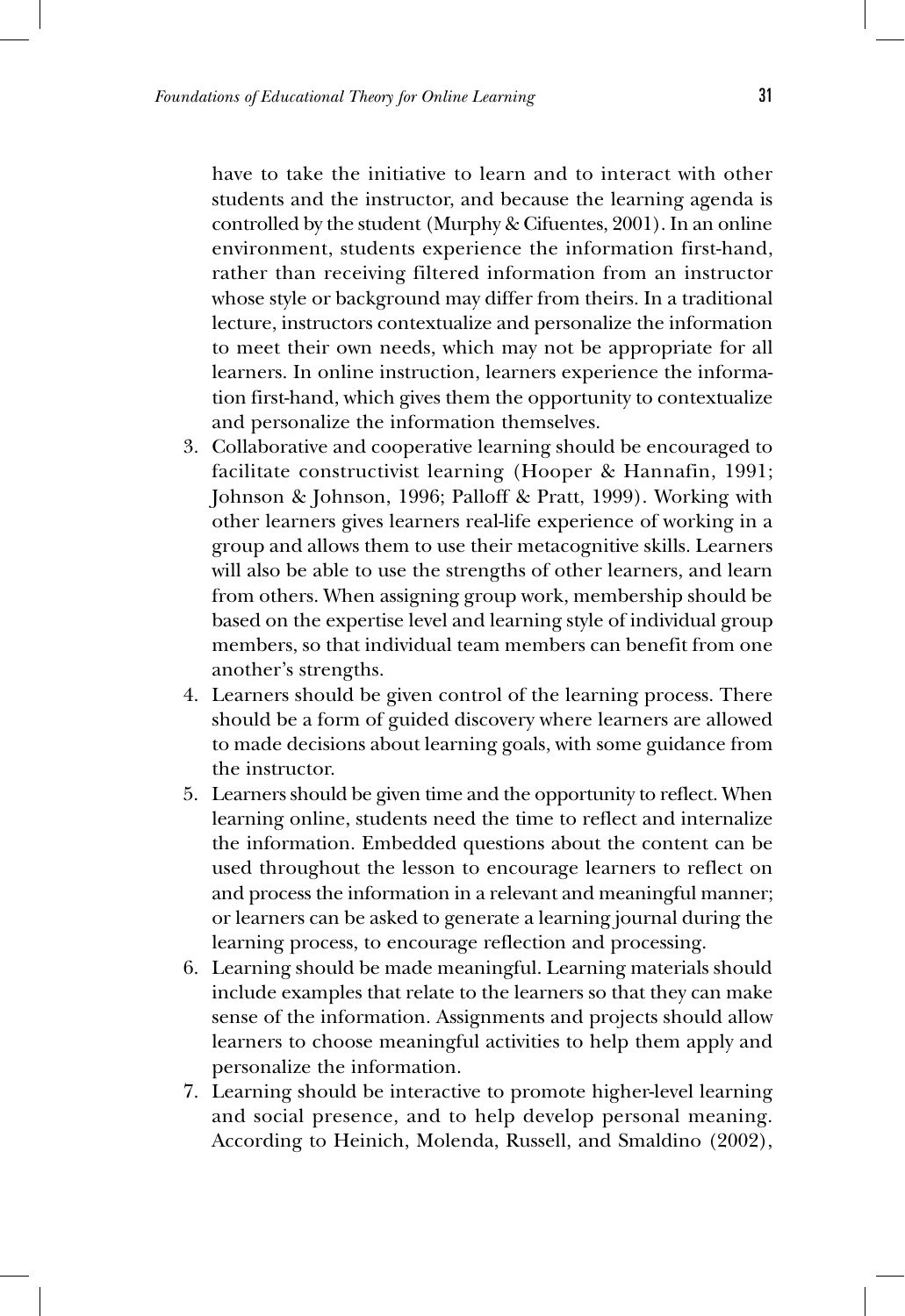have to take the initiative to learn and to interact with other students and the instructor, and because the learning agenda is controlled by the student (Murphy & Cifuentes, 2001). In an online environment, students experience the information first-hand, rather than receiving filtered information from an instructor whose style or background may differ from theirs. In a traditional lecture, instructors contextualize and personalize the information to meet their own needs, which may not be appropriate for all learners. In online instruction, learners experience the information first-hand, which gives them the opportunity to contextualize and personalize the information themselves.

3. Collaborative and cooperative learning should be encouraged to facilitate constructivist learning (Hooper & Hannafin, 1991; Johnson & Johnson, 1996; Palloff & Pratt, 1999). Working with other learners gives learners real-life experience of working in a group and allows them to use their metacognitive skills. Learners will also be able to use the strengths of other learners, and learn from others. When assigning group work, membership should be based on the expertise level and learning style of individual group members, so that individual team members can benefit from one another's strengths.
4. Learners should be given control of the learning process. There should be a form of guided discovery where learners are allowed to made decisions about learning goals, with some guidance from the instructor.
5. Learners should be given time and the opportunity to reflect. When learning online, students need the time to reflect and internalize the information. Embedded questions about the content can be used throughout the lesson to encourage learners to reflect on and process the information in a relevant and meaningful manner; or learners can be asked to generate a learning journal during the learning process, to encourage reflection and processing.
6. Learning should be made meaningful. Learning materials should include examples that relate to the learners so that they can make sense of the information. Assignments and projects should allow learners to choose meaningful activities to help them apply and personalize the information.
7. Learning should be interactive to promote higher-level learning and social presence, and to help develop personal meaning. According to Heinich, Molenda, Russell, and Smaldino (2002),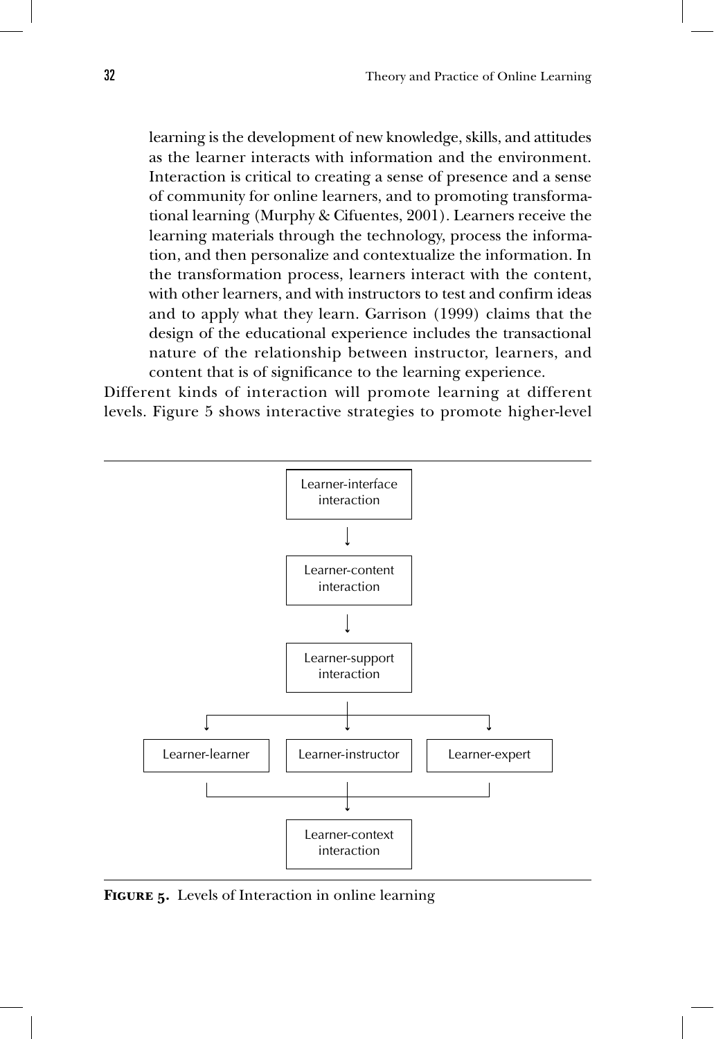> learning is the development of new knowledge, skills, and attitudes as the learner interacts with information and the environment. Interaction is critical to creating a sense of presence and a sense of community for online learners, and to promoting transformational learning (Murphy & Cifuentes, 2001). Learners receive the learning materials through the technology, process the information, and then personalize and contextualize the information. In the transformation process, learners interact with the content, with other learners, and with instructors to test and confirm ideas and to apply what they learn. Garrison (1999) claims that the design of the educational experience includes the transactional nature of the relationship between instructor, learners, and content that is of significance to the learning experience.

Different kinds of interaction will promote learning at different levels. Figure 5 shows interactive strategies to promote higher-level

Learner-interface interaction
↓
Learner-content interaction
↓
Learner-support interaction
↓
Learner-learner | Learner-instructor | Learner-expert
↓
Learner-context interaction

**Figure 5.** Levels of Interaction in online learning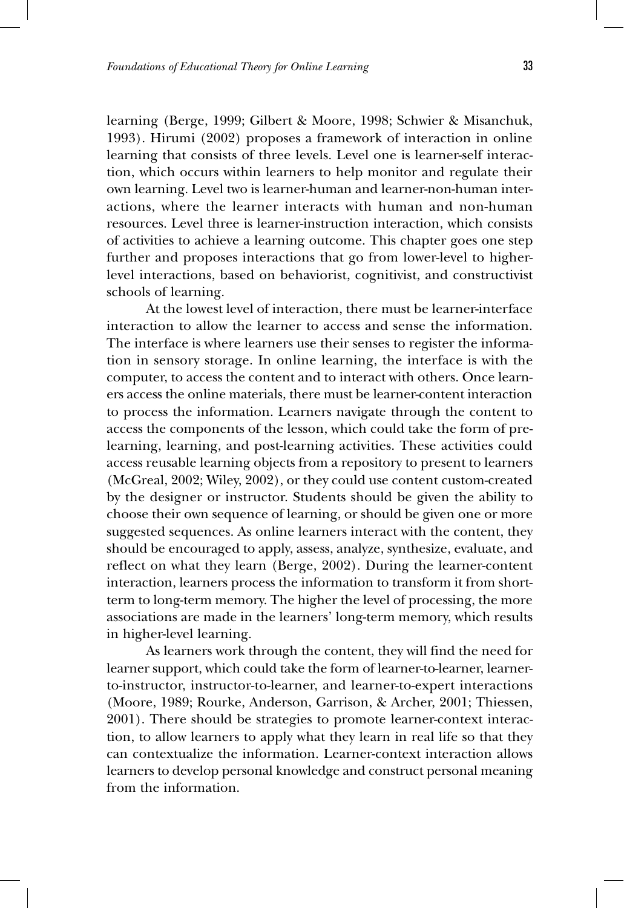learning (Berge, 1999; Gilbert & Moore, 1998; Schwier & Misanchuk, 1993). Hirumi (2002) proposes a framework of interaction in online learning that consists of three levels. Level one is learner-self interaction, which occurs within learners to help monitor and regulate their own learning. Level two is learner-human and learner-non-human interactions, where the learner interacts with human and non-human resources. Level three is learner-instruction interaction, which consists of activities to achieve a learning outcome. This chapter goes one step further and proposes interactions that go from lower-level to higher-level interactions, based on behaviorist, cognitivist, and constructivist schools of learning.

At the lowest level of interaction, there must be learner-interface interaction to allow the learner to access and sense the information. The interface is where learners use their senses to register the information in sensory storage. In online learning, the interface is with the computer, to access the content and to interact with others. Once learners access the online materials, there must be learner-content interaction to process the information. Learners navigate through the content to access the components of the lesson, which could take the form of pre-learning, learning, and post-learning activities. These activities could access reusable learning objects from a repository to present to learners (McGreal, 2002; Wiley, 2002), or they could use content custom-created by the designer or instructor. Students should be given the ability to choose their own sequence of learning, or should be given one or more suggested sequences. As online learners interact with the content, they should be encouraged to apply, assess, analyze, synthesize, evaluate, and reflect on what they learn (Berge, 2002). During the learner-content interaction, learners process the information to transform it from short-term to long-term memory. The higher the level of processing, the more associations are made in the learners' long-term memory, which results in higher-level learning.

As learners work through the content, they will find the need for learner support, which could take the form of learner-to-learner, learner-to-instructor, instructor-to-learner, and learner-to-expert interactions (Moore, 1989; Rourke, Anderson, Garrison, & Archer, 2001; Thiessen, 2001). There should be strategies to promote learner-context interaction, to allow learners to apply what they learn in real life so that they can contextualize the information. Learner-context interaction allows learners to develop personal knowledge and construct personal meaning from the information.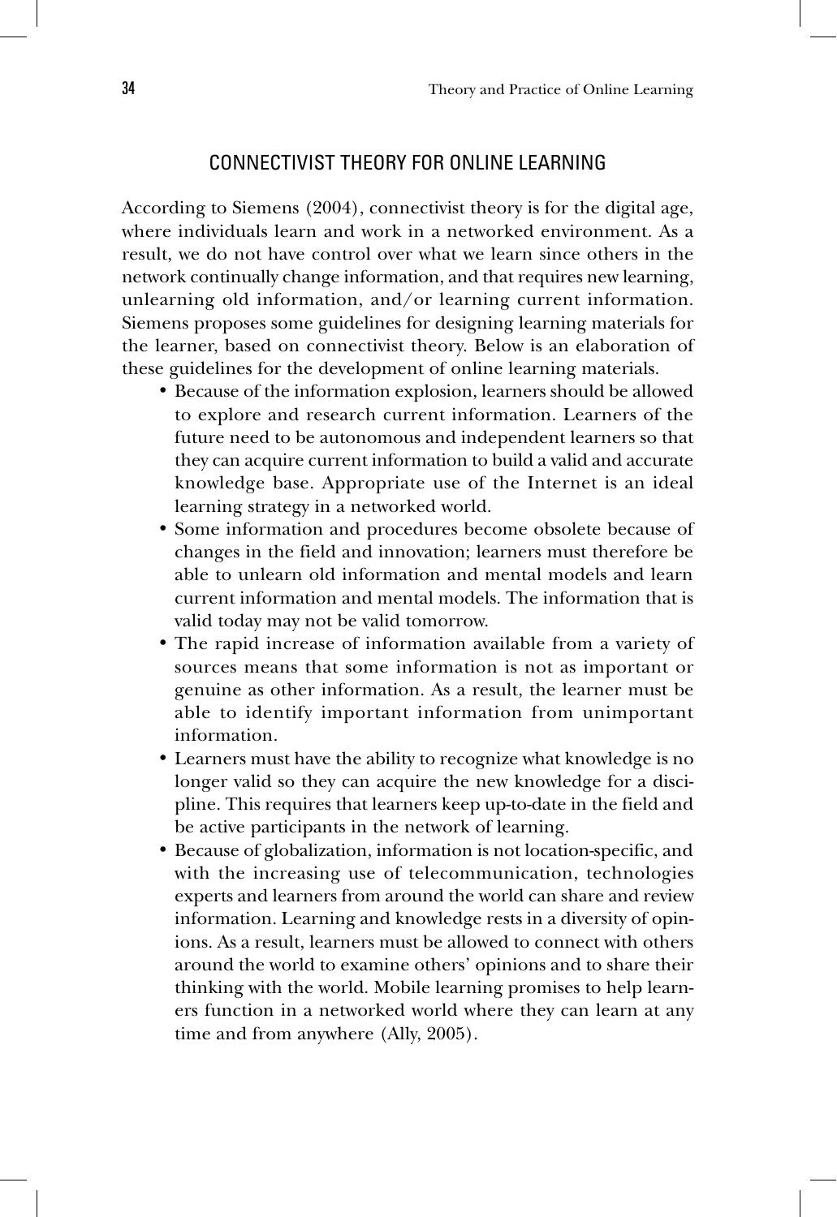## CONNECTIVIST THEORY FOR ONLINE LEARNING

According to Siemens (2004), connectivist theory is for the digital age, where individuals learn and work in a networked environment. As a result, we do not have control over what we learn since others in the network continually change information, and that requires new learning, unlearning old information, and/or learning current information. Siemens proposes some guidelines for designing learning materials for the learner, based on connectivist theory. Below is an elaboration of these guidelines for the development of online learning materials.

- Because of the information explosion, learners should be allowed to explore and research current information. Learners of the future need to be autonomous and independent learners so that they can acquire current information to build a valid and accurate knowledge base. Appropriate use of the Internet is an ideal learning strategy in a networked world.
- Some information and procedures become obsolete because of changes in the field and innovation; learners must therefore be able to unlearn old information and mental models and learn current information and mental models. The information that is valid today may not be valid tomorrow.
- The rapid increase of information available from a variety of sources means that some information is not as important or genuine as other information. As a result, the learner must be able to identify important information from unimportant information.
- Learners must have the ability to recognize what knowledge is no longer valid so they can acquire the new knowledge for a discipline. This requires that learners keep up-to-date in the field and be active participants in the network of learning.
- Because of globalization, information is not location-specific, and with the increasing use of telecommunication, technologies experts and learners from around the world can share and review information. Learning and knowledge rests in a diversity of opinions. As a result, learners must be allowed to connect with others around the world to examine others' opinions and to share their thinking with the world. Mobile learning promises to help learners function in a networked world where they can learn at any time and from anywhere (Ally, 2005).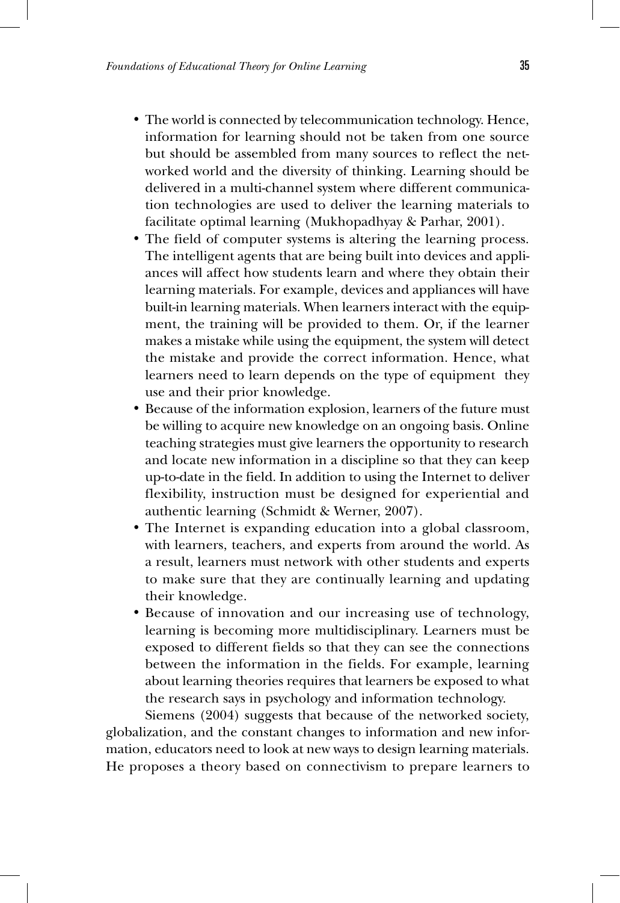- The world is connected by telecommunication technology. Hence, information for learning should not be taken from one source but should be assembled from many sources to reflect the networked world and the diversity of thinking. Learning should be delivered in a multi-channel system where different communication technologies are used to deliver the learning materials to facilitate optimal learning (Mukhopadhyay & Parhar, 2001).
- The field of computer systems is altering the learning process. The intelligent agents that are being built into devices and appliances will affect how students learn and where they obtain their learning materials. For example, devices and appliances will have built-in learning materials. When learners interact with the equipment, the training will be provided to them. Or, if the learner makes a mistake while using the equipment, the system will detect the mistake and provide the correct information. Hence, what learners need to learn depends on the type of equipment they use and their prior knowledge.
- Because of the information explosion, learners of the future must be willing to acquire new knowledge on an ongoing basis. Online teaching strategies must give learners the opportunity to research and locate new information in a discipline so that they can keep up-to-date in the field. In addition to using the Internet to deliver flexibility, instruction must be designed for experiential and authentic learning (Schmidt & Werner, 2007).
- The Internet is expanding education into a global classroom, with learners, teachers, and experts from around the world. As a result, learners must network with other students and experts to make sure that they are continually learning and updating their knowledge.
- Because of innovation and our increasing use of technology, learning is becoming more multidisciplinary. Learners must be exposed to different fields so that they can see the connections between the information in the fields. For example, learning about learning theories requires that learners be exposed to what the research says in psychology and information technology.

Siemens (2004) suggests that because of the networked society, globalization, and the constant changes to information and new information, educators need to look at new ways to design learning materials. He proposes a theory based on connectivism to prepare learners to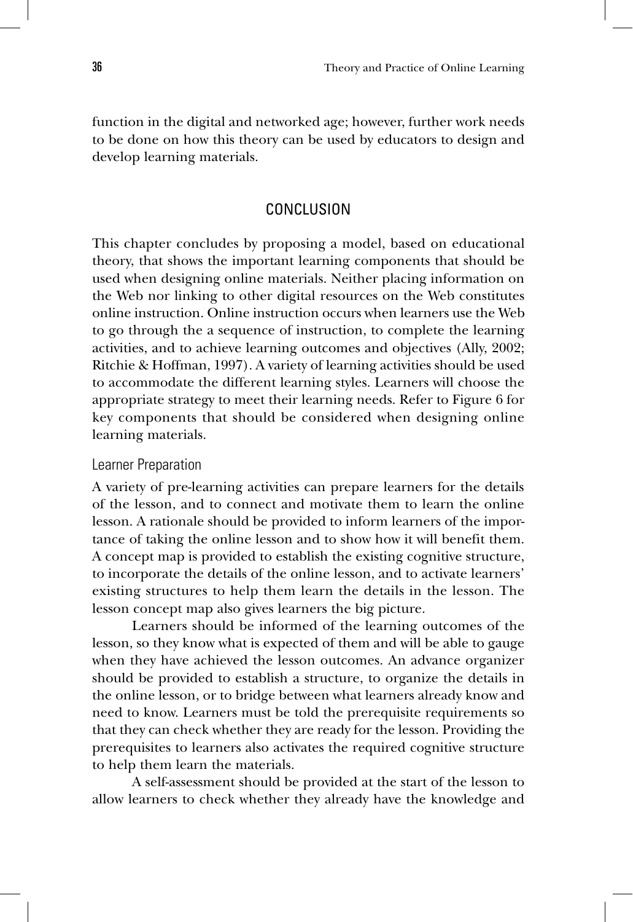function in the digital and networked age; however, further work needs to be done on how this theory can be used by educators to design and develop learning materials.

## CONCLUSION

This chapter concludes by proposing a model, based on educational theory, that shows the important learning components that should be used when designing online materials. Neither placing information on the Web nor linking to other digital resources on the Web constitutes online instruction. Online instruction occurs when learners use the Web to go through the a sequence of instruction, to complete the learning activities, and to achieve learning outcomes and objectives (Ally, 2002; Ritchie & Hoffman, 1997). A variety of learning activities should be used to accommodate the different learning styles. Learners will choose the appropriate strategy to meet their learning needs. Refer to Figure 6 for key components that should be considered when designing online learning materials.

### Learner Preparation

A variety of pre-learning activities can prepare learners for the details of the lesson, and to connect and motivate them to learn the online lesson. A rationale should be provided to inform learners of the importance of taking the online lesson and to show how it will benefit them. A concept map is provided to establish the existing cognitive structure, to incorporate the details of the online lesson, and to activate learners' existing structures to help them learn the details in the lesson. The lesson concept map also gives learners the big picture.

Learners should be informed of the learning outcomes of the lesson, so they know what is expected of them and will be able to gauge when they have achieved the lesson outcomes. An advance organizer should be provided to establish a structure, to organize the details in the online lesson, or to bridge between what learners already know and need to know. Learners must be told the prerequisite requirements so that they can check whether they are ready for the lesson. Providing the prerequisites to learners also activates the required cognitive structure to help them learn the materials.

A self-assessment should be provided at the start of the lesson to allow learners to check whether they already have the knowledge and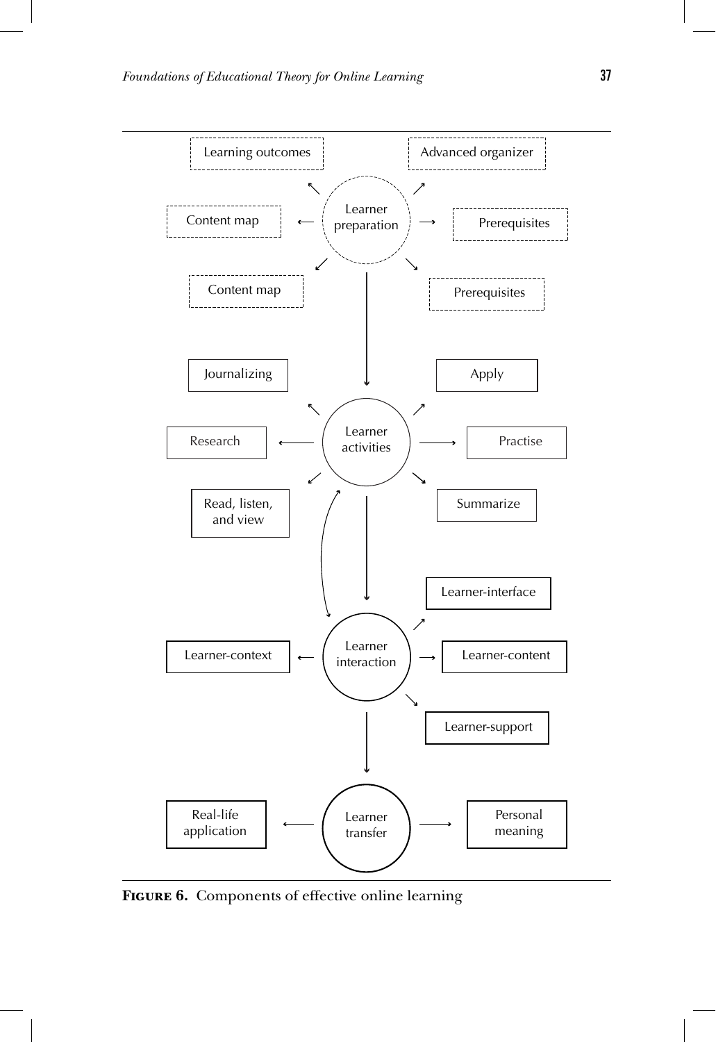Learning outcomes

Advanced organizer

Content map

Learner preparation

Prerequisites

Content map

Prerequisites

Journalizing

Apply

Research

Learner activities

Practise

Read, listen, and view

Summarize

Learner-interface

Learner-context

Learner interaction

Learner-content

Learner-support

Real-life application

Learner transfer

Personal meaning

**Figure 6.** Components of effective online learning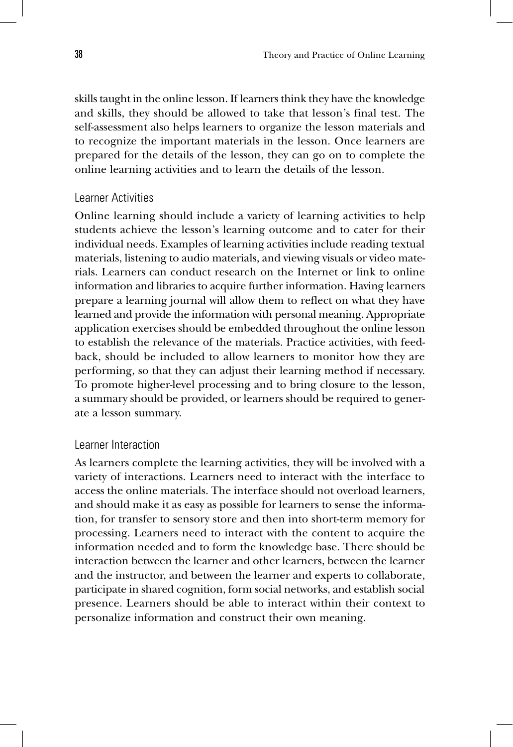skills taught in the online lesson. If learners think they have the knowledge and skills, they should be allowed to take that lesson's final test. The self-assessment also helps learners to organize the lesson materials and to recognize the important materials in the lesson. Once learners are prepared for the details of the lesson, they can go on to complete the online learning activities and to learn the details of the lesson.

### Learner Activities

Online learning should include a variety of learning activities to help students achieve the lesson's learning outcome and to cater for their individual needs. Examples of learning activities include reading textual materials, listening to audio materials, and viewing visuals or video materials. Learners can conduct research on the Internet or link to online information and libraries to acquire further information. Having learners prepare a learning journal will allow them to reflect on what they have learned and provide the information with personal meaning. Appropriate application exercises should be embedded throughout the online lesson to establish the relevance of the materials. Practice activities, with feedback, should be included to allow learners to monitor how they are performing, so that they can adjust their learning method if necessary. To promote higher-level processing and to bring closure to the lesson, a summary should be provided, or learners should be required to generate a lesson summary.

### Learner Interaction

As learners complete the learning activities, they will be involved with a variety of interactions. Learners need to interact with the interface to access the online materials. The interface should not overload learners, and should make it as easy as possible for learners to sense the information, for transfer to sensory store and then into short-term memory for processing. Learners need to interact with the content to acquire the information needed and to form the knowledge base. There should be interaction between the learner and other learners, between the learner and the instructor, and between the learner and experts to collaborate, participate in shared cognition, form social networks, and establish social presence. Learners should be able to interact within their context to personalize information and construct their own meaning.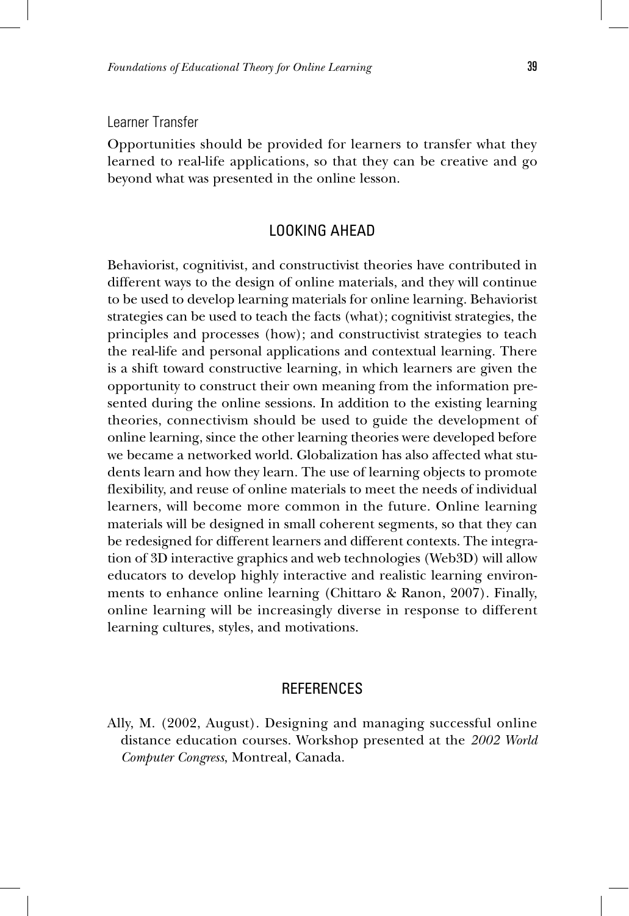### Learner Transfer

Opportunities should be provided for learners to transfer what they learned to real-life applications, so that they can be creative and go beyond what was presented in the online lesson.

## LOOKING AHEAD

Behaviorist, cognitivist, and constructivist theories have contributed in different ways to the design of online materials, and they will continue to be used to develop learning materials for online learning. Behaviorist strategies can be used to teach the facts (what); cognitivist strategies, the principles and processes (how); and constructivist strategies to teach the real-life and personal applications and contextual learning. There is a shift toward constructive learning, in which learners are given the opportunity to construct their own meaning from the information presented during the online sessions. In addition to the existing learning theories, connectivism should be used to guide the development of online learning, since the other learning theories were developed before we became a networked world. Globalization has also affected what students learn and how they learn. The use of learning objects to promote flexibility, and reuse of online materials to meet the needs of individual learners, will become more common in the future. Online learning materials will be designed in small coherent segments, so that they can be redesigned for different learners and different contexts. The integration of 3D interactive graphics and web technologies (Web3D) will allow educators to develop highly interactive and realistic learning environments to enhance online learning (Chittaro & Ranon, 2007). Finally, online learning will be increasingly diverse in response to different learning cultures, styles, and motivations.

## REFERENCES

Ally, M. (2002, August). Designing and managing successful online distance education courses. Workshop presented at the *2002 World Computer Congress*, Montreal, Canada.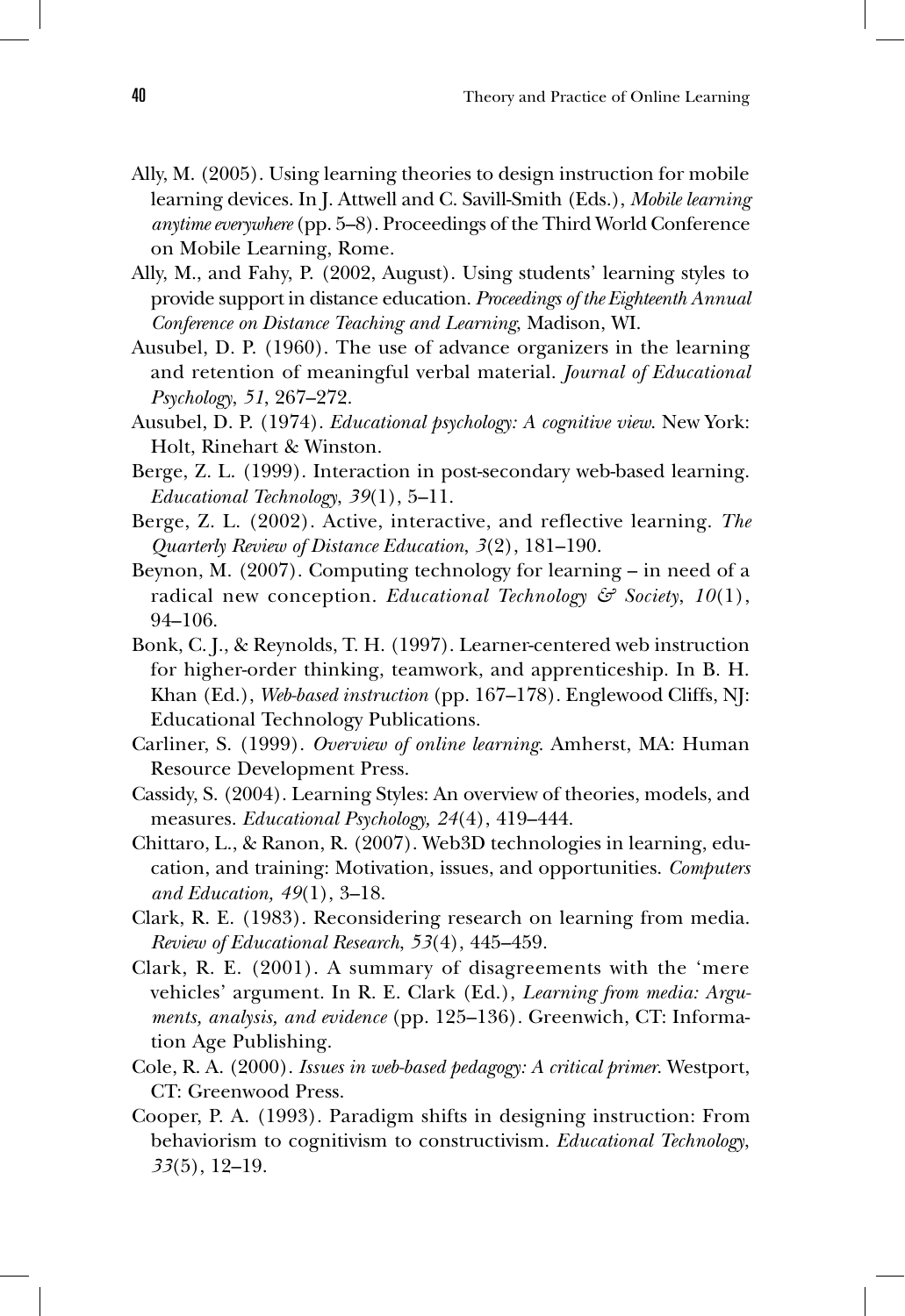Ally, M. (2005). Using learning theories to design instruction for mobile learning devices. In J. Attwell and C. Savill-Smith (Eds.), *Mobile learning anytime everywhere* (pp. 5–8). Proceedings of the Third World Conference on Mobile Learning, Rome.

Ally, M., and Fahy, P. (2002, August). Using students' learning styles to provide support in distance education. *Proceedings of the Eighteenth Annual Conference on Distance Teaching and Learning*, Madison, WI.

Ausubel, D. P. (1960). The use of advance organizers in the learning and retention of meaningful verbal material. *Journal of Educational Psychology*, *51*, 267–272.

Ausubel, D. P. (1974). *Educational psychology: A cognitive view*. New York: Holt, Rinehart & Winston.

Berge, Z. L. (1999). Interaction in post-secondary web-based learning. *Educational Technology*, *39*(1), 5–11.

Berge, Z. L. (2002). Active, interactive, and reflective learning. *The Quarterly Review of Distance Education*, *3*(2), 181–190.

Beynon, M. (2007). Computing technology for learning – in need of a radical new conception. *Educational Technology & Society*, *10*(1), 94–106.

Bonk, C. J., & Reynolds, T. H. (1997). Learner-centered web instruction for higher-order thinking, teamwork, and apprenticeship. In B. H. Khan (Ed.), *Web-based instruction* (pp. 167–178). Englewood Cliffs, NJ: Educational Technology Publications.

Carliner, S. (1999). *Overview of online learning*. Amherst, MA: Human Resource Development Press.

Cassidy, S. (2004). Learning Styles: An overview of theories, models, and measures. *Educational Psychology, 24*(4), 419–444.

Chittaro, L., & Ranon, R. (2007). Web3D technologies in learning, education, and training: Motivation, issues, and opportunities. *Computers and Education, 49*(1), 3–18.

Clark, R. E. (1983). Reconsidering research on learning from media. *Review of Educational Research*, *53*(4), 445–459.

Clark, R. E. (2001). A summary of disagreements with the 'mere vehicles' argument. In R. E. Clark (Ed.), *Learning from media: Arguments, analysis, and evidence* (pp. 125–136). Greenwich, CT: Information Age Publishing.

Cole, R. A. (2000). *Issues in web-based pedagogy: A critical primer*. Westport, CT: Greenwood Press.

Cooper, P. A. (1993). Paradigm shifts in designing instruction: From behaviorism to cognitivism to constructivism. *Educational Technology*, *33*(5), 12–19.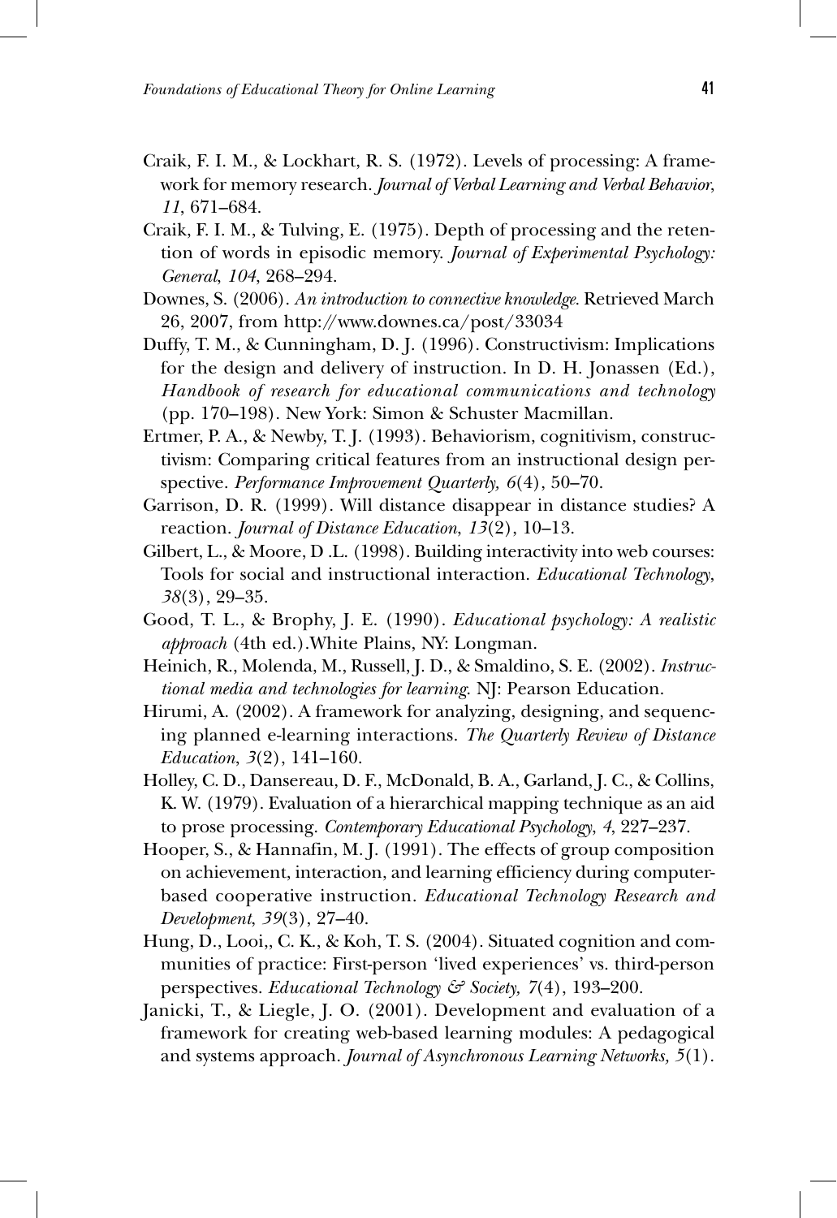Craik, F. I. M., & Lockhart, R. S. (1972). Levels of processing: A framework for memory research. *Journal of Verbal Learning and Verbal Behavior, 11*, 671–684.

Craik, F. I. M., & Tulving, E. (1975). Depth of processing and the retention of words in episodic memory. *Journal of Experimental Psychology: General, 104*, 268–294.

Downes, S. (2006). *An introduction to connective knowledge*. Retrieved March 26, 2007, from http://www.downes.ca/post/33034

Duffy, T. M., & Cunningham, D. J. (1996). Constructivism: Implications for the design and delivery of instruction. In D. H. Jonassen (Ed.), *Handbook of research for educational communications and technology* (pp. 170–198). New York: Simon & Schuster Macmillan.

Ertmer, P. A., & Newby, T. J. (1993). Behaviorism, cognitivism, constructivism: Comparing critical features from an instructional design perspective. *Performance Improvement Quarterly, 6*(4), 50–70.

Garrison, D. R. (1999). Will distance disappear in distance studies? A reaction. *Journal of Distance Education, 13*(2), 10–13.

Gilbert, L., & Moore, D .L. (1998). Building interactivity into web courses: Tools for social and instructional interaction. *Educational Technology, 38*(3), 29–35.

Good, T. L., & Brophy, J. E. (1990). *Educational psychology: A realistic approach* (4th ed.).White Plains, NY: Longman.

Heinich, R., Molenda, M., Russell, J. D., & Smaldino, S. E. (2002). *Instructional media and technologies for learning*. NJ: Pearson Education.

Hirumi, A. (2002). A framework for analyzing, designing, and sequencing planned e-learning interactions. *The Quarterly Review of Distance Education, 3*(2), 141–160.

Holley, C. D., Dansereau, D. F., McDonald, B. A., Garland, J. C., & Collins, K. W. (1979). Evaluation of a hierarchical mapping technique as an aid to prose processing. *Contemporary Educational Psychology, 4*, 227–237.

Hooper, S., & Hannafin, M. J. (1991). The effects of group composition on achievement, interaction, and learning efficiency during computer-based cooperative instruction. *Educational Technology Research and Development, 39*(3), 27–40.

Hung, D., Looi,, C. K., & Koh, T. S. (2004). Situated cognition and communities of practice: First-person 'lived experiences' vs. third-person perspectives. *Educational Technology & Society, 7*(4), 193–200.

Janicki, T., & Liegle, J. O. (2001). Development and evaluation of a framework for creating web-based learning modules: A pedagogical and systems approach. *Journal of Asynchronous Learning Networks, 5*(1).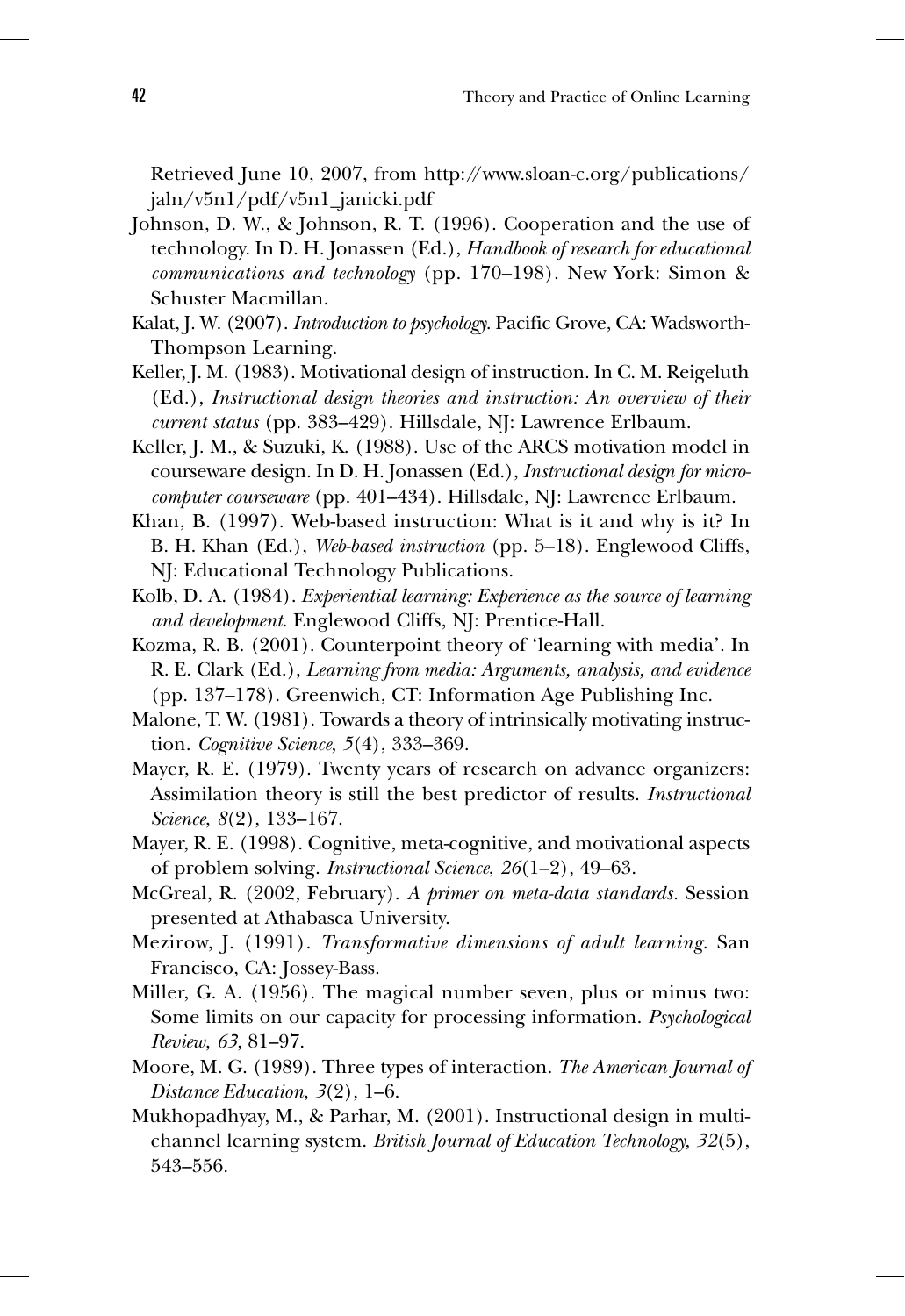Retrieved June 10, 2007, from http://www.sloan-c.org/publications/jaln/v5n1/pdf/v5n1_janicki.pdf

Johnson, D. W., & Johnson, R. T. (1996). Cooperation and the use of technology. In D. H. Jonassen (Ed.), *Handbook of research for educational communications and technology* (pp. 170–198). New York: Simon & Schuster Macmillan.

Kalat, J. W. (2007). *Introduction to psychology*. Pacific Grove, CA: Wadsworth-Thompson Learning.

Keller, J. M. (1983). Motivational design of instruction. In C. M. Reigeluth (Ed.), *Instructional design theories and instruction: An overview of their current status* (pp. 383–429). Hillsdale, NJ: Lawrence Erlbaum.

Keller, J. M., & Suzuki, K. (1988). Use of the ARCS motivation model in courseware design. In D. H. Jonassen (Ed.), *Instructional design for microcomputer courseware* (pp. 401–434). Hillsdale, NJ: Lawrence Erlbaum.

Khan, B. (1997). Web-based instruction: What is it and why is it? In B. H. Khan (Ed.), *Web-based instruction* (pp. 5–18). Englewood Cliffs, NJ: Educational Technology Publications.

Kolb, D. A. (1984). *Experiential learning: Experience as the source of learning and development*. Englewood Cliffs, NJ: Prentice-Hall.

Kozma, R. B. (2001). Counterpoint theory of 'learning with media'. In R. E. Clark (Ed.), *Learning from media: Arguments, analysis, and evidence* (pp. 137–178). Greenwich, CT: Information Age Publishing Inc.

Malone, T. W. (1981). Towards a theory of intrinsically motivating instruction. *Cognitive Science*, *5*(4), 333–369.

Mayer, R. E. (1979). Twenty years of research on advance organizers: Assimilation theory is still the best predictor of results. *Instructional Science*, *8*(2), 133–167.

Mayer, R. E. (1998). Cognitive, meta-cognitive, and motivational aspects of problem solving. *Instructional Science*, *26*(1–2), 49–63.

McGreal, R. (2002, February). *A primer on meta-data standards*. Session presented at Athabasca University.

Mezirow, J. (1991). *Transformative dimensions of adult learning*. San Francisco, CA: Jossey-Bass.

Miller, G. A. (1956). The magical number seven, plus or minus two: Some limits on our capacity for processing information. *Psychological Review*, *63*, 81–97.

Moore, M. G. (1989). Three types of interaction. *The American Journal of Distance Education*, *3*(2), 1–6.

Mukhopadhyay, M., & Parhar, M. (2001). Instructional design in multichannel learning system. *British Journal of Education Technology*, *32*(5), 543–556.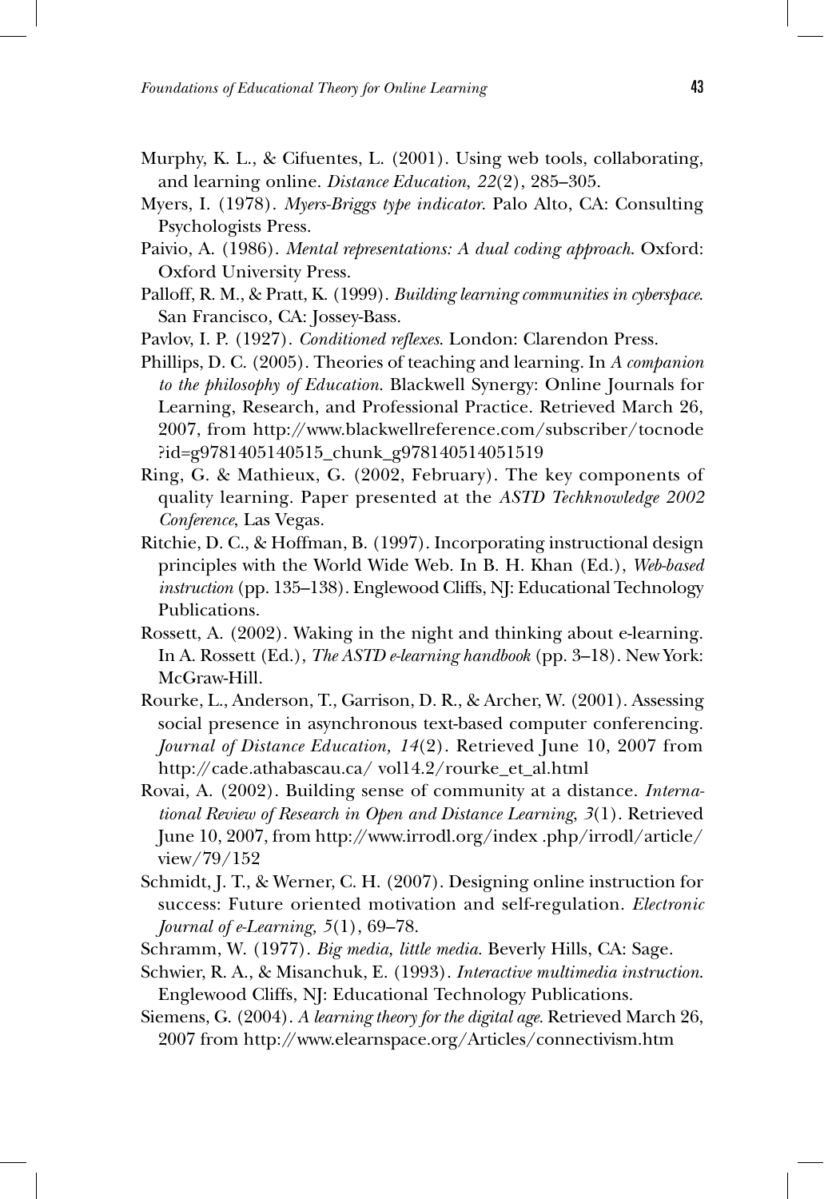Murphy, K. L., & Cifuentes, L. (2001). Using web tools, collaborating, and learning online. *Distance Education, 22*(2), 285–305.

Myers, I. (1978). *Myers-Briggs type indicator*. Palo Alto, CA: Consulting Psychologists Press.

Paivio, A. (1986). *Mental representations: A dual coding approach*. Oxford: Oxford University Press.

Palloff, R. M., & Pratt, K. (1999). *Building learning communities in cyberspace*. San Francisco, CA: Jossey-Bass.

Pavlov, I. P. (1927). *Conditioned reflexes*. London: Clarendon Press.

Phillips, D. C. (2005). Theories of teaching and learning. In *A companion to the philosophy of Education*. Blackwell Synergy: Online Journals for Learning, Research, and Professional Practice. Retrieved March 26, 2007, from http://www.blackwellreference.com/subscriber/tocnode?id=g9781405140515_chunk_g978140514051519

Ring, G. & Mathieux, G. (2002, February). The key components of quality learning. Paper presented at the *ASTD Techknowledge 2002 Conference*, Las Vegas.

Ritchie, D. C., & Hoffman, B. (1997). Incorporating instructional design principles with the World Wide Web. In B. H. Khan (Ed.), *Web-based instruction* (pp. 135–138). Englewood Cliffs, NJ: Educational Technology Publications.

Rossett, A. (2002). Waking in the night and thinking about e-learning. In A. Rossett (Ed.), *The ASTD e-learning handbook* (pp. 3–18). New York: McGraw-Hill.

Rourke, L., Anderson, T., Garrison, D. R., & Archer, W. (2001). Assessing social presence in asynchronous text-based computer conferencing. *Journal of Distance Education, 14*(2). Retrieved June 10, 2007 from http://cade.athabascau.ca/ vol14.2/rourke_et_al.html

Rovai, A. (2002). Building sense of community at a distance. *International Review of Research in Open and Distance Learning, 3*(1). Retrieved June 10, 2007, from http://www.irrodl.org/index .php/irrodl/article/view/79/152

Schmidt, J. T., & Werner, C. H. (2007). Designing online instruction for success: Future oriented motivation and self-regulation. *Electronic Journal of e-Learning, 5*(1), 69–78.

Schramm, W. (1977). *Big media, little media*. Beverly Hills, CA: Sage.

Schwier, R. A., & Misanchuk, E. (1993). *Interactive multimedia instruction*. Englewood Cliffs, NJ: Educational Technology Publications.

Siemens, G. (2004). *A learning theory for the digital age*. Retrieved March 26, 2007 from http://www.elearnspace.org/Articles/connectivism.htm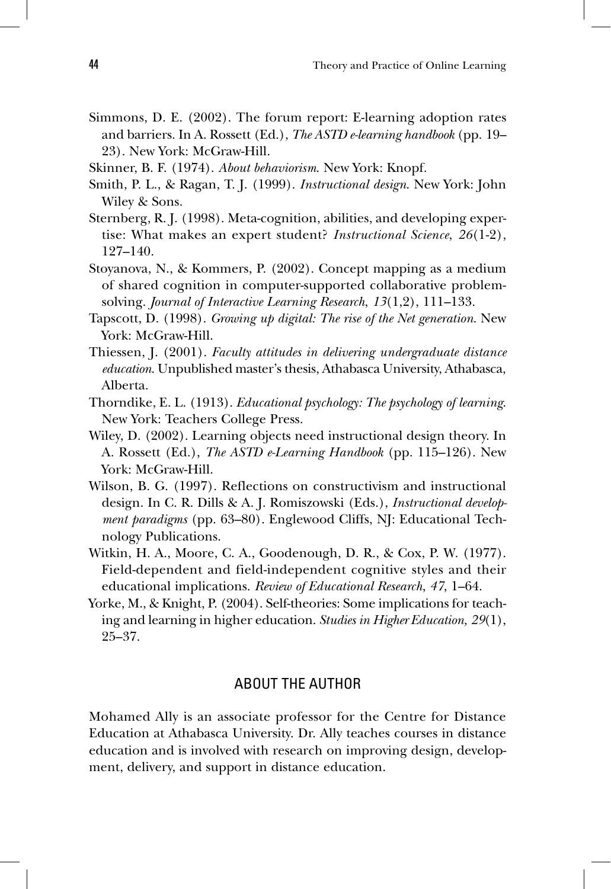Simmons, D. E. (2002). The forum report: E-learning adoption rates and barriers. In A. Rossett (Ed.), *The ASTD e-learning handbook* (pp. 19–23). New York: McGraw-Hill.

Skinner, B. F. (1974). *About behaviorism*. New York: Knopf.

Smith, P. L., & Ragan, T. J. (1999). *Instructional design*. New York: John Wiley & Sons.

Sternberg, R. J. (1998). Meta-cognition, abilities, and developing expertise: What makes an expert student? *Instructional Science*, *26*(1-2), 127–140.

Stoyanova, N., & Kommers, P. (2002). Concept mapping as a medium of shared cognition in computer-supported collaborative problem-solving. *Journal of Interactive Learning Research*, *13*(1,2), 111–133.

Tapscott, D. (1998). *Growing up digital: The rise of the Net generation*. New York: McGraw-Hill.

Thiessen, J. (2001). *Faculty attitudes in delivering undergraduate distance education*. Unpublished master's thesis, Athabasca University, Athabasca, Alberta.

Thorndike, E. L. (1913). *Educational psychology: The psychology of learning*. New York: Teachers College Press.

Wiley, D. (2002). Learning objects need instructional design theory. In A. Rossett (Ed.), *The ASTD e-Learning Handbook* (pp. 115–126). New York: McGraw-Hill.

Wilson, B. G. (1997). Reflections on constructivism and instructional design. In C. R. Dills & A. J. Romiszowski (Eds.), *Instructional development paradigms* (pp. 63–80). Englewood Cliffs, NJ: Educational Technology Publications.

Witkin, H. A., Moore, C. A., Goodenough, D. R., & Cox, P. W. (1977). Field-dependent and field-independent cognitive styles and their educational implications. *Review of Educational Research*, *47*, 1–64.

Yorke, M., & Knight, P. (2004). Self-theories: Some implications for teaching and learning in higher education. *Studies in Higher Education, 29*(1), 25–37.

## ABOUT THE AUTHOR

Mohamed Ally is an associate professor for the Centre for Distance Education at Athabasca University. Dr. Ally teaches courses in distance education and is involved with research on improving design, development, delivery, and support in distance education.